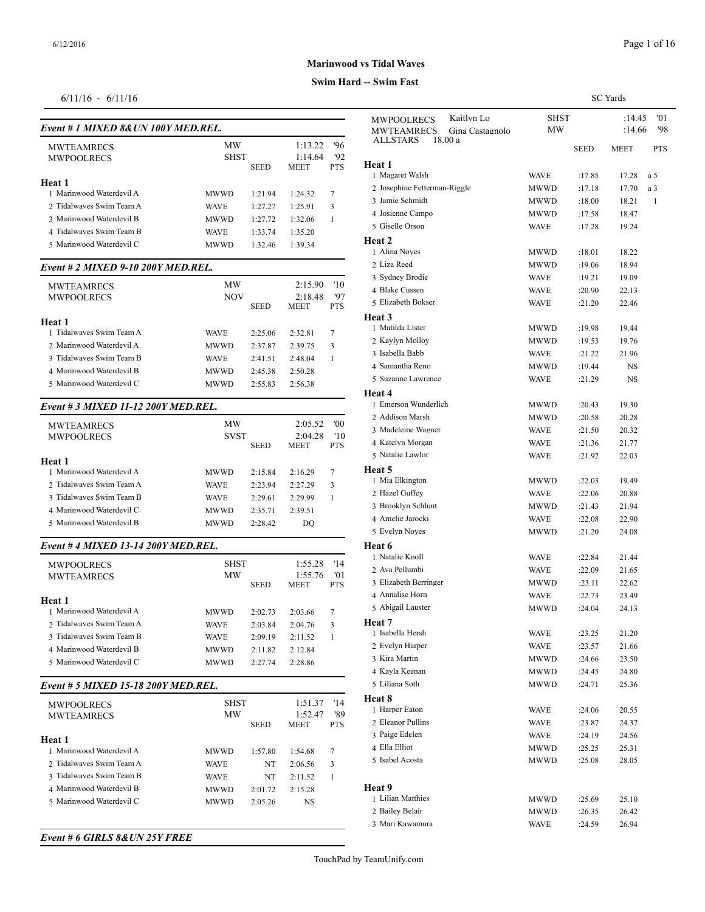**Marinwood vs Tidal Waves**

**Swim Hard -- Swim Fast**

6/11/16 - 6/11/16

SC Yards

### *Event # 1 MIXED 8&UN 100Y MED.REL.*

| | | | | | |
|---|---|---|---|---|---|
| MWTEAMRECS | MW | | 1:13.22 | '96 | |
| MWPOOLRECS | SHST | | 1:14.64 | '92 | |
| | | SEED | MEET | PTS | |

**Heat 1**

| | Team | Seed | Meet | Pts |
|---|---|---|---|---|
| 1 Marinwood Waterdevil A | MWWD | 1:21.94 | 1:24.32 | 7 |
| 2 Tidalwaves Swim Team A | WAVE | 1:27.27 | 1:25.91 | 3 |
| 3 Marinwood Waterdevil B | MWWD | 1:27.72 | 1:32.06 | 1 |
| 4 Tidalwaves Swim Team B | WAVE | 1:33.74 | 1:35.20 | |
| 5 Marinwood Waterdevil C | MWWD | 1:32.46 | 1:39.34 | |

### *Event # 2 MIXED 9-10 200Y MED.REL.*

| | | | | |
|---|---|---|---|---|
| MWTEAMRECS | MW | | 2:15.90 | '10 |
| MWPOOLRECS | NOV | | 2:18.48 | '97 |
| | | SEED | MEET | PTS |

**Heat 1**

| | Team | Seed | Meet | Pts |
|---|---|---|---|---|
| 1 Tidalwaves Swim Team A | WAVE | 2:25.06 | 2:32.81 | 7 |
| 2 Marinwood Waterdevil A | MWWD | 2:37.87 | 2:39.75 | 3 |
| 3 Tidalwaves Swim Team B | WAVE | 2:41.51 | 2:48.04 | 1 |
| 4 Marinwood Waterdevil B | MWWD | 2:45.38 | 2:50.28 | |
| 5 Marinwood Waterdevil C | MWWD | 2:55.83 | 2:56.38 | |

### *Event # 3 MIXED 11-12 200Y MED.REL.*

| | | | | |
|---|---|---|---|---|
| MWTEAMRECS | MW | | 2:05.52 | '00 |
| MWPOOLRECS | SVST | | 2:04.28 | '10 |
| | | SEED | MEET | PTS |

**Heat 1**

| | Team | Seed | Meet | Pts |
|---|---|---|---|---|
| 1 Marinwood Waterdevil A | MWWD | 2:15.84 | 2:16.29 | 7 |
| 2 Tidalwaves Swim Team A | WAVE | 2:23.94 | 2:27.29 | 3 |
| 3 Tidalwaves Swim Team B | WAVE | 2:29.61 | 2:29.99 | 1 |
| 4 Marinwood Waterdevil C | MWWD | 2:35.71 | 2:39.51 | |
| 5 Marinwood Waterdevil B | MWWD | 2:28.42 | DQ | |

### *Event # 4 MIXED 13-14 200Y MED.REL.*

| | | | | |
|---|---|---|---|---|
| MWPOOLRECS | SHST | | 1:55.28 | '14 |
| MWTEAMRECS | MW | | 1:55.76 | '01 |
| | | SEED | MEET | PTS |

**Heat 1**

| | Team | Seed | Meet | Pts |
|---|---|---|---|---|
| 1 Marinwood Waterdevil A | MWWD | 2:02.73 | 2:03.66 | 7 |
| 2 Tidalwaves Swim Team A | WAVE | 2:03.84 | 2:04.76 | 3 |
| 3 Tidalwaves Swim Team B | WAVE | 2:09.19 | 2:11.52 | 1 |
| 4 Marinwood Waterdevil B | MWWD | 2:11.82 | 2:12.84 | |
| 5 Marinwood Waterdevil C | MWWD | 2:27.74 | 2:28.86 | |

### *Event # 5 MIXED 15-18 200Y MED.REL.*

| | | | | |
|---|---|---|---|---|
| MWPOOLRECS | SHST | | 1:51.37 | '14 |
| MWTEAMRECS | MW | | 1:52.47 | '89 |
| | | SEED | MEET | PTS |

**Heat 1**

| | Team | Seed | Meet | Pts |
|---|---|---|---|---|
| 1 Marinwood Waterdevil A | MWWD | 1:57.80 | 1:54.68 | 7 |
| 2 Tidalwaves Swim Team A | WAVE | NT | 2:06.56 | 3 |
| 3 Tidalwaves Swim Team B | WAVE | NT | 2:11.52 | 1 |
| 4 Marinwood Waterdevil B | MWWD | 2:01.72 | 2:15.28 | |
| 5 Marinwood Waterdevil C | MWWD | 2:05.26 | NS | |

### *Event # 6 GIRLS 8&UN 25Y FREE*

| | | | | |
|---|---|---|---|---|
| MWPOOLRECS Kaitlyn Lo | SHST | | :14.45 | '01 |
| MWTEAMRECS Gina Castagnolo | MW | | :14.66 | '98 |
| ALLSTARS 18.00 a | | | | |
| | | SEED | MEET | PTS |

**Heat 1**

| | Team | Seed | Meet | Pts |
|---|---|---|---|---|
| 1 Magaret Walsh | WAVE | :17.85 | 17.28 | a 5 |
| 2 Josephine Fetterman-Riggle | MWWD | :17.18 | 17.70 | a 3 |
| 3 Jamie Schmidt | MWWD | :18.00 | 18.21 | 1 |
| 4 Josienne Campo | MWWD | :17.58 | 18.47 | |
| 5 Giselle Orson | WAVE | :17.28 | 19.24 | |

**Heat 2**

| | Team | Seed | Meet |
|---|---|---|---|
| 1 Alina Noyes | MWWD | :18.01 | 18.22 |
| 2 Liza Reed | MWWD | :19.06 | 18.94 |
| 3 Sydney Brodie | WAVE | :19.21 | 19.09 |
| 4 Blake Cussen | WAVE | :20.90 | 22.13 |
| 5 Elizabeth Bokser | WAVE | :21.20 | 22.46 |

**Heat 3**

| | Team | Seed | Meet |
|---|---|---|---|
| 1 Matilda Lister | MWWD | :19.98 | 19.44 |
| 2 Kaylyn Molloy | MWWD | :19.53 | 19.76 |
| 3 Isabella Babb | WAVE | :21.22 | 21.96 |
| 4 Samantha Reno | MWWD | :19.44 | NS |
| 5 Suzanne Lawrence | WAVE | :21.29 | NS |

**Heat 4**

| | Team | Seed | Meet |
|---|---|---|---|
| 1 Emerson Wunderlich | MWWD | :20.43 | 19.30 |
| 2 Addison Marsh | MWWD | :20.58 | 20.28 |
| 3 Madeleine Wagner | WAVE | :21.50 | 20.32 |
| 4 Katelyn Morgan | WAVE | :21.36 | 21.77 |
| 5 Natalie Lawlor | WAVE | :21.92 | 22.03 |

**Heat 5**

| | Team | Seed | Meet |
|---|---|---|---|
| 1 Mia Elkington | MWWD | :22.03 | 19.49 |
| 2 Hazel Guffey | WAVE | :22.06 | 20.88 |
| 3 Brooklyn Schlunt | MWWD | :21.43 | 21.94 |
| 4 Amelie Jarocki | WAVE | :22.08 | 22.90 |
| 5 Evelyn Noyes | MWWD | :21.20 | 24.08 |

**Heat 6**

| | Team | Seed | Meet |
|---|---|---|---|
| 1 Natalie Knoll | WAVE | :22.84 | 21.44 |
| 2 Ava Pellumbi | WAVE | :22.09 | 21.65 |
| 3 Elizabeth Berringer | MWWD | :23.11 | 22.62 |
| 4 Annalise Horn | WAVE | :22.73 | 23.49 |
| 5 Abigail Lauster | MWWD | :24.04 | 24.13 |

**Heat 7**

| | Team | Seed | Meet |
|---|---|---|---|
| 1 Isabella Hersh | WAVE | :23.25 | 21.20 |
| 2 Evelyn Harper | WAVE | :23.57 | 21.66 |
| 3 Kira Martin | MWWD | :24.66 | 23.50 |
| 4 Kayla Keenan | MWWD | :24.45 | 24.80 |
| 5 Liliana Soth | MWWD | :24.71 | 25.36 |

**Heat 8**

| | Team | Seed | Meet |
|---|---|---|---|
| 1 Harper Eaton | WAVE | :24.06 | 20.55 |
| 2 Eleanor Pullins | WAVE | :23.87 | 24.37 |
| 3 Paige Edelen | WAVE | :24.19 | 24.56 |
| 4 Ella Elliot | MWWD | :25.25 | 25.31 |
| 5 Isabel Acosta | MWWD | :25.08 | 28.05 |

**Heat 9**

| | Team | Seed | Meet |
|---|---|---|---|
| 1 Lilian Matthies | MWWD | :25.69 | 25.10 |
| 2 Bailey Belair | MWWD | :26.35 | 26.42 |
| 3 Mari Kawamura | WAVE | :24.59 | 26.94 |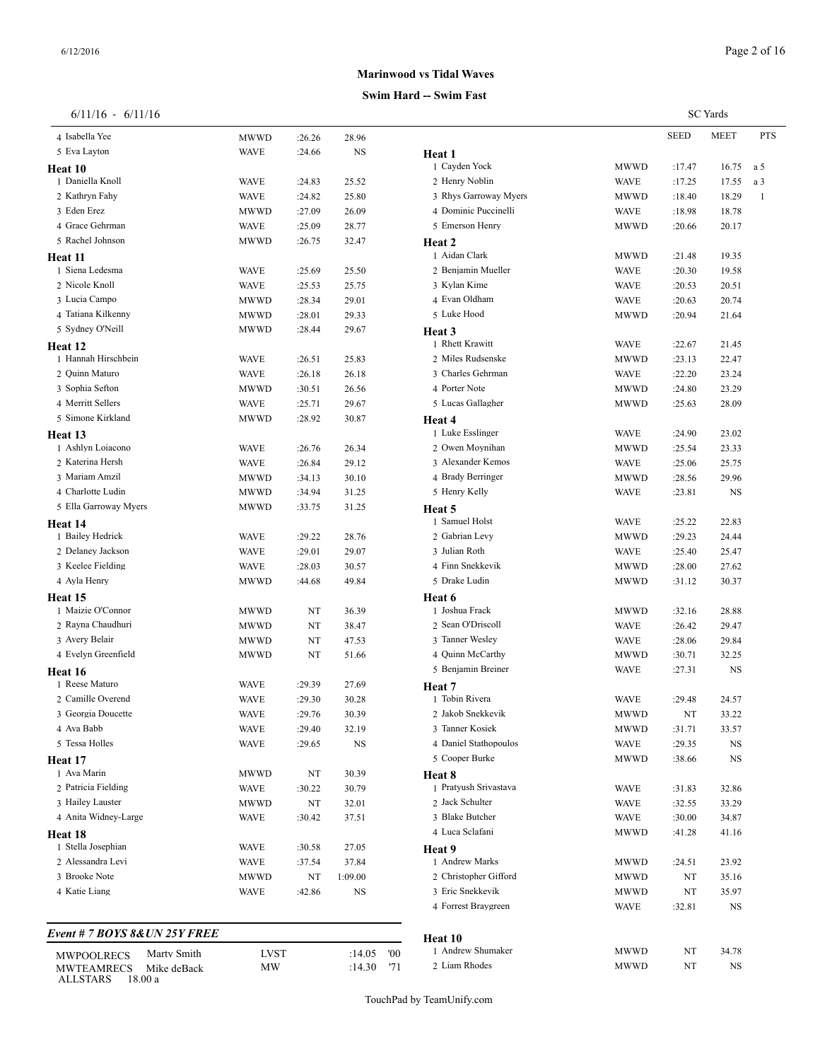**Marinwood vs Tidal Waves**

**Swim Hard -- Swim Fast**

6/11/16 - 6/11/16

SC Yards

| | | | | |
|---|---|---|---|---|
| 4 Isabella Yee | MWWD | :26.26 | 28.96 | |
| 5 Eva Layton | WAVE | :24.66 | NS | |

**Heat 10**

| | | | |
|---|---|---|---|
| 1 Daniella Knoll | WAVE | :24.83 | 25.52 |
| 2 Kathryn Fahy | WAVE | :24.82 | 25.80 |
| 3 Eden Erez | MWWD | :27.09 | 26.09 |
| 4 Grace Gehrman | WAVE | :25.09 | 28.77 |
| 5 Rachel Johnson | MWWD | :26.75 | 32.47 |

**Heat 11**

| | | | |
|---|---|---|---|
| 1 Siena Ledesma | WAVE | :25.69 | 25.50 |
| 2 Nicole Knoll | WAVE | :25.53 | 25.75 |
| 3 Lucia Campo | MWWD | :28.34 | 29.01 |
| 4 Tatiana Kilkenny | MWWD | :28.01 | 29.33 |
| 5 Sydney O'Neill | MWWD | :28.44 | 29.67 |

**Heat 12**

| | | | |
|---|---|---|---|
| 1 Hannah Hirschbein | WAVE | :26.51 | 25.83 |
| 2 Quinn Maturo | WAVE | :26.18 | 26.18 |
| 3 Sophia Sefton | MWWD | :30.51 | 26.56 |
| 4 Merritt Sellers | WAVE | :25.71 | 29.67 |
| 5 Simone Kirkland | MWWD | :28.92 | 30.87 |

**Heat 13**

| | | | |
|---|---|---|---|
| 1 Ashlyn Loiacono | WAVE | :26.76 | 26.34 |
| 2 Katerina Hersh | WAVE | :26.84 | 29.12 |
| 3 Mariam Amzil | MWWD | :34.13 | 30.10 |
| 4 Charlotte Ludin | MWWD | :34.94 | 31.25 |
| 5 Ella Garroway Myers | MWWD | :33.75 | 31.25 |

**Heat 14**

| | | | |
|---|---|---|---|
| 1 Bailey Hedrick | WAVE | :29.22 | 28.76 |
| 2 Delaney Jackson | WAVE | :29.01 | 29.07 |
| 3 Keelee Fielding | WAVE | :28.03 | 30.57 |
| 4 Ayla Henry | MWWD | :44.68 | 49.84 |

**Heat 15**

| | | | |
|---|---|---|---|
| 1 Maizie O'Connor | MWWD | NT | 36.39 |
| 2 Rayna Chaudhuri | MWWD | NT | 38.47 |
| 3 Avery Belair | MWWD | NT | 47.53 |
| 4 Evelyn Greenfield | MWWD | NT | 51.66 |

**Heat 16**

| | | | |
|---|---|---|---|
| 1 Reese Maturo | WAVE | :29.39 | 27.69 |
| 2 Camille Overend | WAVE | :29.30 | 30.28 |
| 3 Georgia Doucette | WAVE | :29.76 | 30.39 |
| 4 Ava Babb | WAVE | :29.40 | 32.19 |
| 5 Tessa Holles | WAVE | :29.65 | NS |

**Heat 17**

| | | | |
|---|---|---|---|
| 1 Ava Marin | MWWD | NT | 30.39 |
| 2 Patricia Fielding | WAVE | :30.22 | 30.79 |
| 3 Hailey Lauster | MWWD | NT | 32.01 |
| 4 Anita Widney-Large | WAVE | :30.42 | 37.51 |

**Heat 18**

| | | | |
|---|---|---|---|
| 1 Stella Josephian | WAVE | :30.58 | 27.05 |
| 2 Alessandra Levi | WAVE | :37.54 | 37.84 |
| 3 Brooke Note | MWWD | NT | 1:09.00 |
| 4 Katie Liang | WAVE | :42.86 | NS |

### *Event # 7 BOYS 8&UN 25Y FREE*

| | | | | |
|---|---|---|---|---|
| MWPOOLRECS | Marty Smith | LVST | :14.05 | '00 |
| MWTEAMRECS | Mike deBack | MW | :14.30 | '71 |

ALLSTARS 18.00 a

| | | SEED | MEET | PTS |
|---|---|---|---|---|

**Heat 1**

| | | | | |
|---|---|---|---|---|
| 1 Cayden Yock | MWWD | :17.47 | 16.75 | a 5 |
| 2 Henry Noblin | WAVE | :17.25 | 17.55 | a 3 |
| 3 Rhys Garroway Myers | MWWD | :18.40 | 18.29 | 1 |
| 4 Dominic Puccinelli | WAVE | :18.98 | 18.78 | |
| 5 Emerson Henry | MWWD | :20.66 | 20.17 | |

**Heat 2**

| | | | |
|---|---|---|---|
| 1 Aidan Clark | MWWD | :21.48 | 19.35 |
| 2 Benjamin Mueller | WAVE | :20.30 | 19.58 |
| 3 Kylan Kime | WAVE | :20.53 | 20.51 |
| 4 Evan Oldham | WAVE | :20.63 | 20.74 |
| 5 Luke Hood | MWWD | :20.94 | 21.64 |

**Heat 3**

| | | | |
|---|---|---|---|
| 1 Rhett Krawitt | WAVE | :22.67 | 21.45 |
| 2 Miles Rudsenske | MWWD | :23.13 | 22.47 |
| 3 Charles Gehrman | WAVE | :22.20 | 23.24 |
| 4 Porter Note | MWWD | :24.80 | 23.29 |
| 5 Lucas Gallagher | MWWD | :25.63 | 28.09 |

**Heat 4**

| | | | |
|---|---|---|---|
| 1 Luke Esslinger | WAVE | :24.90 | 23.02 |
| 2 Owen Moynihan | MWWD | :25.54 | 23.33 |
| 3 Alexander Kemos | WAVE | :25.06 | 25.75 |
| 4 Brady Berringer | MWWD | :28.56 | 29.96 |
| 5 Henry Kelly | WAVE | :23.81 | NS |

**Heat 5**

| | | | |
|---|---|---|---|
| 1 Samuel Holst | WAVE | :25.22 | 22.83 |
| 2 Gabrian Levy | MWWD | :29.23 | 24.44 |
| 3 Julian Roth | WAVE | :25.40 | 25.47 |
| 4 Finn Snekkevik | MWWD | :28.00 | 27.62 |
| 5 Drake Ludin | MWWD | :31.12 | 30.37 |

**Heat 6**

| | | | |
|---|---|---|---|
| 1 Joshua Frack | MWWD | :32.16 | 28.88 |
| 2 Sean O'Driscoll | WAVE | :26.42 | 29.47 |
| 3 Tanner Wesley | WAVE | :28.06 | 29.84 |
| 4 Quinn McCarthy | MWWD | :30.71 | 32.25 |
| 5 Benjamin Breiner | WAVE | :27.31 | NS |

**Heat 7**

| | | | |
|---|---|---|---|
| 1 Tobin Rivera | WAVE | :29.48 | 24.57 |
| 2 Jakob Snekkevik | MWWD | NT | 33.22 |
| 3 Tanner Kosiek | MWWD | :31.71 | 33.57 |
| 4 Daniel Stathopoulos | WAVE | :29.35 | NS |
| 5 Cooper Burke | MWWD | :38.66 | NS |

**Heat 8**

| | | | |
|---|---|---|---|
| 1 Pratyush Srivastava | WAVE | :31.83 | 32.86 |
| 2 Jack Schulter | WAVE | :32.55 | 33.29 |
| 3 Blake Butcher | WAVE | :30.00 | 34.87 |
| 4 Luca Sclafani | MWWD | :41.28 | 41.16 |

**Heat 9**

| | | | |
|---|---|---|---|
| 1 Andrew Marks | MWWD | :24.51 | 23.92 |
| 2 Christopher Gifford | MWWD | NT | 35.16 |
| 3 Eric Snekkevik | MWWD | NT | 35.97 |
| 4 Forrest Braygreen | WAVE | :32.81 | NS |

**Heat 10**

| | | | |
|---|---|---|---|
| 1 Andrew Shumaker | MWWD | NT | 34.78 |
| 2 Liam Rhodes | MWWD | NT | NS |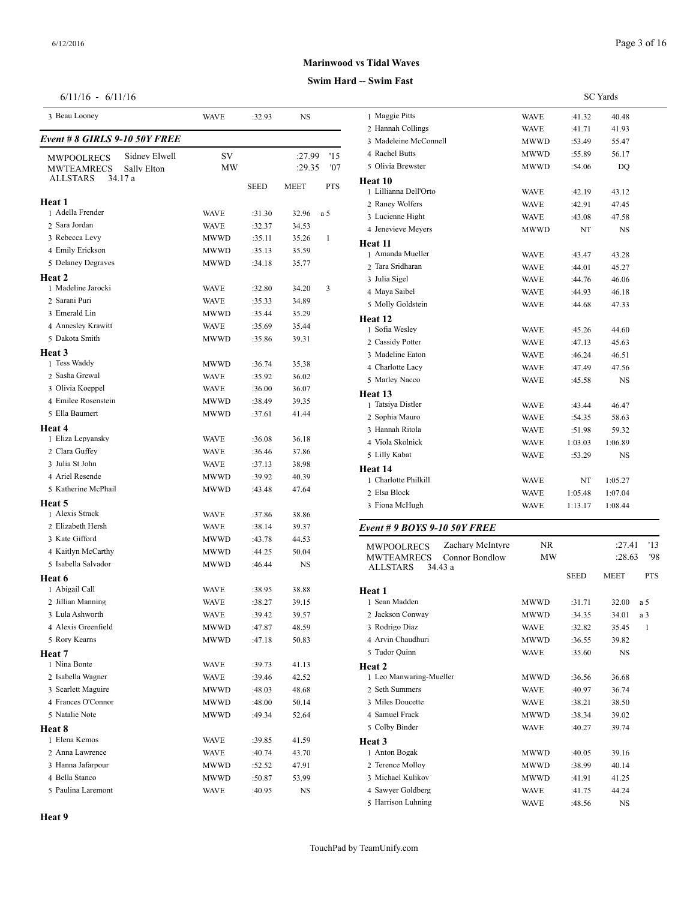# Marinwood vs Tidal Waves

## Swim Hard -- Swim Fast

6/11/16 - 6/11/16

SC Yards

| | Team | Seed | Meet | Pts |
|---|---|---|---|---|
| 3 Beau Looney | WAVE | :32.93 | NS | |

### Event # 8 GIRLS 9-10 50Y FREE

| | | | Time | Year |
|---|---|---|---|---|
| MWPOOLRECS | Sidney Elwell | SV | :27.99 | '15 |
| MWTEAMRECS | Sally Elton | MW | :29.35 | '07 |
| ALLSTARS | 34.17 a | | | |

| | Team | SEED | MEET | PTS |
|---|---|---|---|---|
| **Heat 1** | | | | |
| 1 Adella Frender | WAVE | :31.30 | 32.96 | a 5 |
| 2 Sara Jordan | WAVE | :32.37 | 34.53 | |
| 3 Rebecca Levy | MWWD | :35.11 | 35.26 | 1 |
| 4 Emily Erickson | MWWD | :35.13 | 35.59 | |
| 5 Delaney Degraves | MWWD | :34.18 | 35.77 | |
| **Heat 2** | | | | |
| 1 Madeline Jarocki | WAVE | :32.80 | 34.20 | 3 |
| 2 Sarani Puri | WAVE | :35.33 | 34.89 | |
| 3 Emerald Lin | MWWD | :35.44 | 35.29 | |
| 4 Annesley Krawitt | WAVE | :35.69 | 35.44 | |
| 5 Dakota Smith | MWWD | :35.86 | 39.31 | |
| **Heat 3** | | | | |
| 1 Tess Waddy | MWWD | :36.74 | 35.38 | |
| 2 Sasha Grewal | WAVE | :35.92 | 36.02 | |
| 3 Olivia Koeppel | WAVE | :36.00 | 36.07 | |
| 4 Emilee Rosenstein | MWWD | :38.49 | 39.35 | |
| 5 Ella Baumert | MWWD | :37.61 | 41.44 | |
| **Heat 4** | | | | |
| 1 Eliza Lepyansky | WAVE | :36.08 | 36.18 | |
| 2 Clara Guffey | WAVE | :36.46 | 37.86 | |
| 3 Julia St John | WAVE | :37.13 | 38.98 | |
| 4 Ariel Resende | MWWD | :39.92 | 40.39 | |
| 5 Katherine McPhail | MWWD | :43.48 | 47.64 | |
| **Heat 5** | | | | |
| 1 Alexis Strack | WAVE | :37.86 | 38.86 | |
| 2 Elizabeth Hersh | WAVE | :38.14 | 39.37 | |
| 3 Kate Gifford | MWWD | :43.78 | 44.53 | |
| 4 Kaitlyn McCarthy | MWWD | :44.25 | 50.04 | |
| 5 Isabella Salvador | MWWD | :46.44 | NS | |
| **Heat 6** | | | | |
| 1 Abigail Call | WAVE | :38.95 | 38.88 | |
| 2 Jillian Manning | WAVE | :38.27 | 39.15 | |
| 3 Lula Ashworth | WAVE | :39.42 | 39.57 | |
| 4 Alexis Greenfield | MWWD | :47.87 | 48.59 | |
| 5 Rory Kearns | MWWD | :47.18 | 50.83 | |
| **Heat 7** | | | | |
| 1 Nina Bonte | WAVE | :39.73 | 41.13 | |
| 2 Isabella Wagner | WAVE | :39.46 | 42.52 | |
| 3 Scarlett Maguire | MWWD | :48.03 | 48.68 | |
| 4 Frances O'Connor | MWWD | :48.00 | 50.14 | |
| 5 Natalie Note | MWWD | :49.34 | 52.64 | |
| **Heat 8** | | | | |
| 1 Elena Kemos | WAVE | :39.85 | 41.59 | |
| 2 Anna Lawrence | WAVE | :40.74 | 43.70 | |
| 3 Hanna Jafarpour | MWWD | :52.52 | 47.91 | |
| 4 Bella Stanco | MWWD | :50.87 | 53.99 | |
| 5 Paulina Laremont | WAVE | :40.95 | NS | |
| **Heat 9** | | | | |
| 1 Maggie Pitts | WAVE | :41.32 | 40.48 | |
| 2 Hannah Collings | WAVE | :41.71 | 41.93 | |
| 3 Madeleine McConnell | MWWD | :53.49 | 55.47 | |
| 4 Rachel Butts | MWWD | :55.89 | 56.17 | |
| 5 Olivia Brewster | MWWD | :54.06 | DQ | |
| **Heat 10** | | | | |
| 1 Lillianna Dell'Orto | WAVE | :42.19 | 43.12 | |
| 2 Raney Wolfers | WAVE | :42.91 | 47.45 | |
| 3 Lucienne Hight | WAVE | :43.08 | 47.58 | |
| 4 Jenevieve Meyers | MWWD | NT | NS | |
| **Heat 11** | | | | |
| 1 Amanda Mueller | WAVE | :43.47 | 43.28 | |
| 2 Tara Sridharan | WAVE | :44.01 | 45.27 | |
| 3 Julia Sigel | WAVE | :44.76 | 46.06 | |
| 4 Maya Saibel | WAVE | :44.93 | 46.18 | |
| 5 Molly Goldstein | WAVE | :44.68 | 47.33 | |
| **Heat 12** | | | | |
| 1 Sofia Wesley | WAVE | :45.26 | 44.60 | |
| 2 Cassidy Potter | WAVE | :47.13 | 45.63 | |
| 3 Madeline Eaton | WAVE | :46.24 | 46.51 | |
| 4 Charlotte Lacy | WAVE | :47.49 | 47.56 | |
| 5 Marley Nacco | WAVE | :45.58 | NS | |
| **Heat 13** | | | | |
| 1 Tatsiya Distler | WAVE | :43.44 | 46.47 | |
| 2 Sophia Mauro | WAVE | :54.35 | 58.63 | |
| 3 Hannah Ritola | WAVE | :51.98 | 59.32 | |
| 4 Viola Skolnick | WAVE | 1:03.03 | 1:06.89 | |
| 5 Lilly Kabat | WAVE | :53.29 | NS | |
| **Heat 14** | | | | |
| 1 Charlotte Philkill | WAVE | NT | 1:05.27 | |
| 2 Elsa Block | WAVE | 1:05.48 | 1:07.04 | |
| 3 Fiona McHugh | WAVE | 1:13.17 | 1:08.44 | |

### Event # 9 BOYS 9-10 50Y FREE

| | | | Time | Year |
|---|---|---|---|---|
| MWPOOLRECS | Zachary McIntyre | NR | :27.41 | '13 |
| MWTEAMRECS | Connor Bondlow | MW | :28.63 | '98 |
| ALLSTARS | 34.43 a | | | |

| | Team | SEED | MEET | PTS |
|---|---|---|---|---|
| **Heat 1** | | | | |
| 1 Sean Madden | MWWD | :31.71 | 32.00 | a 5 |
| 2 Jackson Conway | MWWD | :34.35 | 34.01 | a 3 |
| 3 Rodrigo Diaz | WAVE | :32.82 | 35.45 | 1 |
| 4 Arvin Chaudhuri | MWWD | :36.55 | 39.82 | |
| 5 Tudor Quinn | WAVE | :35.60 | NS | |
| **Heat 2** | | | | |
| 1 Leo Manwaring-Mueller | MWWD | :36.56 | 36.68 | |
| 2 Seth Summers | WAVE | :40.97 | 36.74 | |
| 3 Miles Doucette | WAVE | :38.21 | 38.50 | |
| 4 Samuel Frack | MWWD | :38.34 | 39.02 | |
| 5 Colby Binder | WAVE | :40.27 | 39.74 | |
| **Heat 3** | | | | |
| 1 Anton Bogak | MWWD | :40.05 | 39.16 | |
| 2 Terence Molloy | MWWD | :38.99 | 40.14 | |
| 3 Michael Kulikov | MWWD | :41.91 | 41.25 | |
| 4 Sawyer Goldberg | WAVE | :41.75 | 44.24 | |
| 5 Harrison Luhning | WAVE | :48.56 | NS | |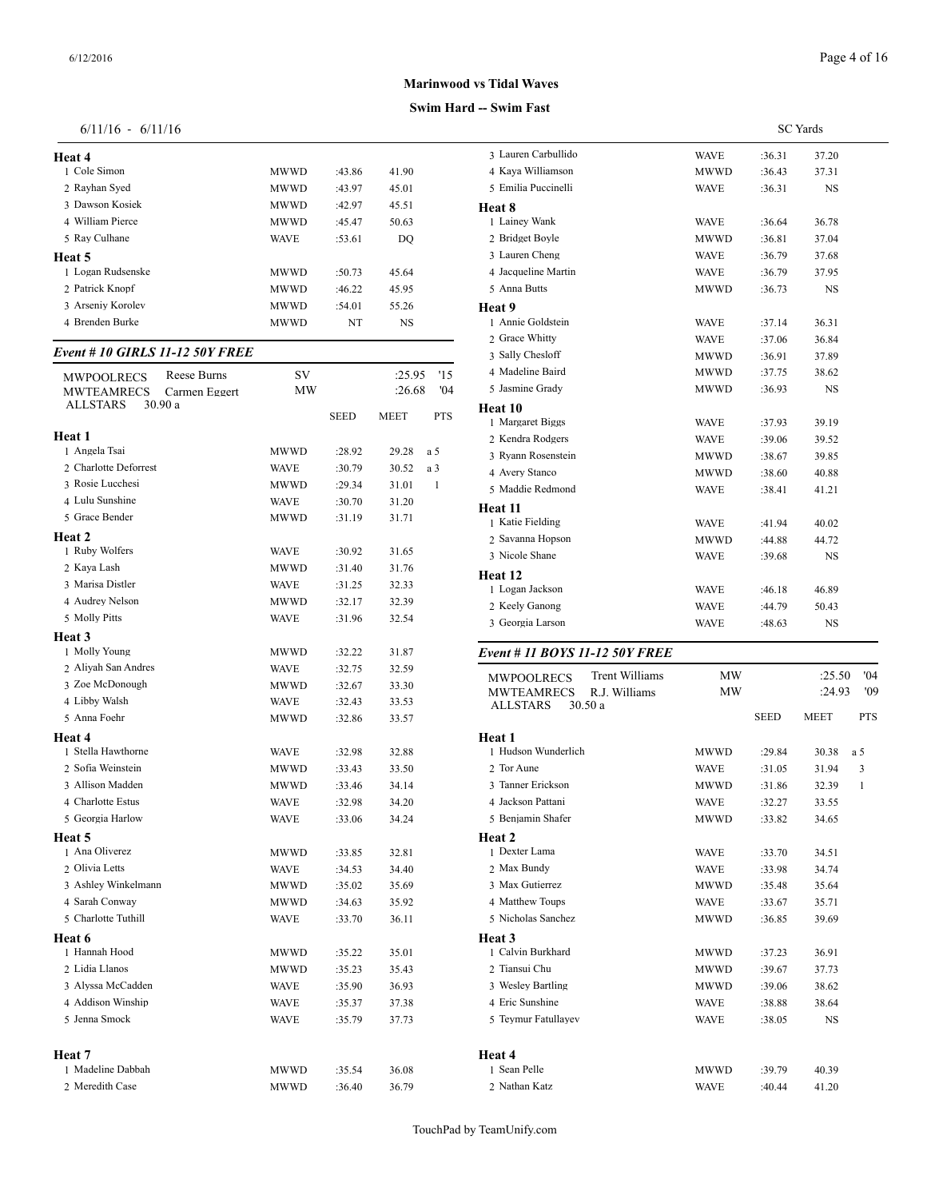# Marinwood vs Tidal Waves

## Swim Hard -- Swim Fast

6/11/16 - 6/11/16 SC Yards

**Heat 4**

| | Name | Team | Seed | Meet | Pts |
|---|---|---|---|---|---|
| 1 | Cole Simon | MWWD | :43.86 | 41.90 | |
| 2 | Rayhan Syed | MWWD | :43.97 | 45.01 | |
| 3 | Dawson Kosiek | MWWD | :42.97 | 45.51 | |
| 4 | William Pierce | MWWD | :45.47 | 50.63 | |
| 5 | Ray Culhane | WAVE | :53.61 | DQ | |

**Heat 5**

| | Name | Team | Seed | Meet | Pts |
|---|---|---|---|---|---|
| 1 | Logan Rudsenske | MWWD | :50.73 | 45.64 | |
| 2 | Patrick Knopf | MWWD | :46.22 | 45.95 | |
| 3 | Arseniy Korolev | MWWD | :54.01 | 55.26 | |
| 4 | Brenden Burke | MWWD | NT | NS | |

### *Event # 10 GIRLS 11-12 50Y FREE*

| | | | | |
|---|---|---|---|---|
| MWPOOLRECS | Reese Burns | SV | :25.95 | '15 |
| MWTEAMRECS | Carmen Eggert | MW | :26.68 | '04 |
| ALLSTARS | 30.90 a | | | |

**Heat 1**

| | Name | Team | Seed | Meet | Pts |
|---|---|---|---|---|---|
| 1 | Angela Tsai | MWWD | :28.92 | 29.28 | a 5 |
| 2 | Charlotte Deforrest | WAVE | :30.79 | 30.52 | a 3 |
| 3 | Rosie Lucchesi | MWWD | :29.34 | 31.01 | 1 |
| 4 | Lulu Sunshine | WAVE | :30.70 | 31.20 | |
| 5 | Grace Bender | MWWD | :31.19 | 31.71 | |

**Heat 2**

| | Name | Team | Seed | Meet | Pts |
|---|---|---|---|---|---|
| 1 | Ruby Wolfers | WAVE | :30.92 | 31.65 | |
| 2 | Kaya Lash | MWWD | :31.40 | 31.76 | |
| 3 | Marisa Distler | WAVE | :31.25 | 32.33 | |
| 4 | Audrey Nelson | MWWD | :32.17 | 32.39 | |
| 5 | Molly Pitts | WAVE | :31.96 | 32.54 | |

**Heat 3**

| | Name | Team | Seed | Meet | Pts |
|---|---|---|---|---|---|
| 1 | Molly Young | MWWD | :32.22 | 31.87 | |
| 2 | Aliyah San Andres | WAVE | :32.75 | 32.59 | |
| 3 | Zoe McDonough | MWWD | :32.67 | 33.30 | |
| 4 | Libby Walsh | WAVE | :32.43 | 33.53 | |
| 5 | Anna Foehr | MWWD | :32.86 | 33.57 | |

**Heat 4**

| | Name | Team | Seed | Meet | Pts |
|---|---|---|---|---|---|
| 1 | Stella Hawthorne | WAVE | :32.98 | 32.88 | |
| 2 | Sofia Weinstein | MWWD | :33.43 | 33.50 | |
| 3 | Allison Madden | MWWD | :33.46 | 34.14 | |
| 4 | Charlotte Estus | WAVE | :32.98 | 34.20 | |
| 5 | Georgia Harlow | WAVE | :33.06 | 34.24 | |

**Heat 5**

| | Name | Team | Seed | Meet | Pts |
|---|---|---|---|---|---|
| 1 | Ana Oliverez | MWWD | :33.85 | 32.81 | |
| 2 | Olivia Letts | WAVE | :34.53 | 34.40 | |
| 3 | Ashley Winkelmann | MWWD | :35.02 | 35.69 | |
| 4 | Sarah Conway | MWWD | :34.63 | 35.92 | |
| 5 | Charlotte Tuthill | WAVE | :33.70 | 36.11 | |

**Heat 6**

| | Name | Team | Seed | Meet | Pts |
|---|---|---|---|---|---|
| 1 | Hannah Hood | MWWD | :35.22 | 35.01 | |
| 2 | Lidia Llanos | MWWD | :35.23 | 35.43 | |
| 3 | Alyssa McCadden | WAVE | :35.90 | 36.93 | |
| 4 | Addison Winship | WAVE | :35.37 | 37.38 | |
| 5 | Jenna Smock | WAVE | :35.79 | 37.73 | |

**Heat 7**

| | Name | Team | Seed | Meet | Pts |
|---|---|---|---|---|---|
| 1 | Madeline Dabbah | MWWD | :35.54 | 36.08 | |
| 2 | Meredith Case | MWWD | :36.40 | 36.79 | |
| 3 | Lauren Carbullido | WAVE | :36.31 | 37.20 | |
| 4 | Kaya Williamson | MWWD | :36.43 | 37.31 | |
| 5 | Emilia Puccinelli | WAVE | :36.31 | NS | |

**Heat 8**

| | Name | Team | Seed | Meet | Pts |
|---|---|---|---|---|---|
| 1 | Lainey Wank | WAVE | :36.64 | 36.78 | |
| 2 | Bridget Boyle | MWWD | :36.81 | 37.04 | |
| 3 | Lauren Cheng | WAVE | :36.79 | 37.68 | |
| 4 | Jacqueline Martin | WAVE | :36.79 | 37.95 | |
| 5 | Anna Butts | MWWD | :36.73 | NS | |

**Heat 9**

| | Name | Team | Seed | Meet | Pts |
|---|---|---|---|---|---|
| 1 | Annie Goldstein | WAVE | :37.14 | 36.31 | |
| 2 | Grace Whitty | WAVE | :37.06 | 36.84 | |
| 3 | Sally Chesloff | MWWD | :36.91 | 37.89 | |
| 4 | Madeline Baird | MWWD | :37.75 | 38.62 | |
| 5 | Jasmine Grady | MWWD | :36.93 | NS | |

**Heat 10**

| | Name | Team | Seed | Meet | Pts |
|---|---|---|---|---|---|
| 1 | Margaret Biggs | WAVE | :37.93 | 39.19 | |
| 2 | Kendra Rodgers | WAVE | :39.06 | 39.52 | |
| 3 | Ryann Rosenstein | MWWD | :38.67 | 39.85 | |
| 4 | Avery Stanco | MWWD | :38.60 | 40.88 | |
| 5 | Maddie Redmond | WAVE | :38.41 | 41.21 | |

**Heat 11**

| | Name | Team | Seed | Meet | Pts |
|---|---|---|---|---|---|
| 1 | Katie Fielding | WAVE | :41.94 | 40.02 | |
| 2 | Savanna Hopson | MWWD | :44.88 | 44.72 | |
| 3 | Nicole Shane | WAVE | :39.68 | NS | |

**Heat 12**

| | Name | Team | Seed | Meet | Pts |
|---|---|---|---|---|---|
| 1 | Logan Jackson | WAVE | :46.18 | 46.89 | |
| 2 | Keely Ganong | WAVE | :44.79 | 50.43 | |
| 3 | Georgia Larson | WAVE | :48.63 | NS | |

### *Event # 11 BOYS 11-12 50Y FREE*

| | | | | |
|---|---|---|---|---|
| MWPOOLRECS | Trent Williams | MW | :25.50 | '04 |
| MWTEAMRECS | R.J. Williams | MW | :24.93 | '09 |
| ALLSTARS | 30.50 a | | | |

**Heat 1**

| | Name | Team | Seed | Meet | Pts |
|---|---|---|---|---|---|
| 1 | Hudson Wunderlich | MWWD | :29.84 | 30.38 | a 5 |
| 2 | Tor Aune | WAVE | :31.05 | 31.94 | 3 |
| 3 | Tanner Erickson | MWWD | :31.86 | 32.39 | 1 |
| 4 | Jackson Pattani | WAVE | :32.27 | 33.55 | |
| 5 | Benjamin Shafer | MWWD | :33.82 | 34.65 | |

**Heat 2**

| | Name | Team | Seed | Meet | Pts |
|---|---|---|---|---|---|
| 1 | Dexter Lama | WAVE | :33.70 | 34.51 | |
| 2 | Max Bundy | WAVE | :33.98 | 34.74 | |
| 3 | Max Gutierrez | MWWD | :35.48 | 35.64 | |
| 4 | Matthew Toups | WAVE | :33.67 | 35.71 | |
| 5 | Nicholas Sanchez | MWWD | :36.85 | 39.69 | |

**Heat 3**

| | Name | Team | Seed | Meet | Pts |
|---|---|---|---|---|---|
| 1 | Calvin Burkhard | MWWD | :37.23 | 36.91 | |
| 2 | Tiansui Chu | MWWD | :39.67 | 37.73 | |
| 3 | Wesley Bartling | MWWD | :39.06 | 38.62 | |
| 4 | Eric Sunshine | WAVE | :38.88 | 38.64 | |
| 5 | Teymur Fatullayev | WAVE | :38.05 | NS | |

**Heat 4**

| | Name | Team | Seed | Meet | Pts |
|---|---|---|---|---|---|
| 1 | Sean Pelle | MWWD | :39.79 | 40.39 | |
| 2 | Nathan Katz | WAVE | :40.44 | 41.20 | |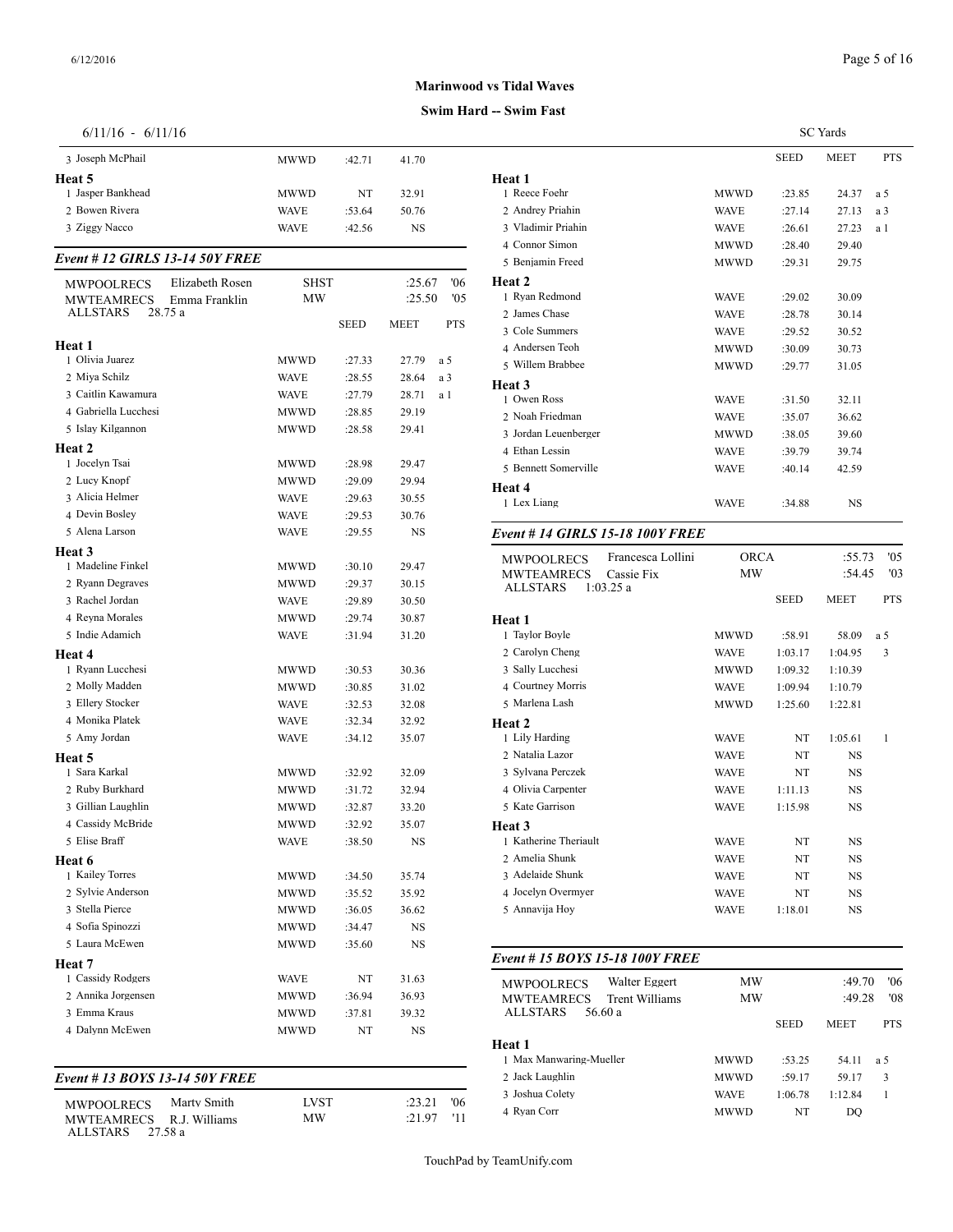**Marinwood vs Tidal Waves**

**Swim Hard -- Swim Fast**

6/11/16 - 6/11/16

SC Yards

| | Team | Seed | Meet | Pts |
|---|---|---|---|---|
| 3 Joseph McPhail | MWWD | :42.71 | 41.70 | |
| **Heat 5** | | | | |
| 1 Jasper Bankhead | MWWD | NT | 32.91 | |
| 2 Bowen Rivera | WAVE | :53.64 | 50.76 | |
| 3 Ziggy Nacco | WAVE | :42.56 | NS | |

### *Event # 12 GIRLS 13-14 50Y FREE*

| | | | | |
|---|---|---|---|---|
| MWPOOLRECS | Elizabeth Rosen | SHST | :25.67 | '06 |
| MWTEAMRECS | Emma Franklin | MW | :25.50 | '05 |
| ALLSTARS | 28.75 a | | | |

| | Team | SEED | MEET | PTS |
|---|---|---|---|---|
| **Heat 1** | | | | |
| 1 Olivia Juarez | MWWD | :27.33 | 27.79 | a 5 |
| 2 Miya Schilz | WAVE | :28.55 | 28.64 | a 3 |
| 3 Caitlin Kawamura | WAVE | :27.79 | 28.71 | a 1 |
| 4 Gabriella Lucchesi | MWWD | :28.85 | 29.19 | |
| 5 Islay Kilgannon | MWWD | :28.58 | 29.41 | |
| **Heat 2** | | | | |
| 1 Jocelyn Tsai | MWWD | :28.98 | 29.47 | |
| 2 Lucy Knopf | MWWD | :29.09 | 29.94 | |
| 3 Alicia Helmer | WAVE | :29.63 | 30.55 | |
| 4 Devin Bosley | WAVE | :29.53 | 30.76 | |
| 5 Alena Larson | WAVE | :29.55 | NS | |
| **Heat 3** | | | | |
| 1 Madeline Finkel | MWWD | :30.10 | 29.47 | |
| 2 Ryann Degraves | MWWD | :29.37 | 30.15 | |
| 3 Rachel Jordan | WAVE | :29.89 | 30.50 | |
| 4 Reyna Morales | MWWD | :29.74 | 30.87 | |
| 5 Indie Adamich | WAVE | :31.94 | 31.20 | |
| **Heat 4** | | | | |
| 1 Ryann Lucchesi | MWWD | :30.53 | 30.36 | |
| 2 Molly Madden | MWWD | :30.85 | 31.02 | |
| 3 Ellery Stocker | WAVE | :32.53 | 32.08 | |
| 4 Monika Platek | WAVE | :32.34 | 32.92 | |
| 5 Amy Jordan | WAVE | :34.12 | 35.07 | |
| **Heat 5** | | | | |
| 1 Sara Karkal | MWWD | :32.92 | 32.09 | |
| 2 Ruby Burkhard | MWWD | :31.72 | 32.94 | |
| 3 Gillian Laughlin | MWWD | :32.87 | 33.20 | |
| 4 Cassidy McBride | MWWD | :32.92 | 35.07 | |
| 5 Elise Braff | WAVE | :38.50 | NS | |
| **Heat 6** | | | | |
| 1 Kailey Torres | MWWD | :34.50 | 35.74 | |
| 2 Sylvie Anderson | MWWD | :35.52 | 35.92 | |
| 3 Stella Pierce | MWWD | :36.05 | 36.62 | |
| 4 Sofia Spinozzi | MWWD | :34.47 | NS | |
| 5 Laura McEwen | MWWD | :35.60 | NS | |
| **Heat 7** | | | | |
| 1 Cassidy Rodgers | WAVE | NT | 31.63 | |
| 2 Annika Jorgensen | MWWD | :36.94 | 36.93 | |
| 3 Emma Kraus | MWWD | :37.81 | 39.32 | |
| 4 Dalynn McEwen | MWWD | NT | NS | |

### *Event # 13 BOYS 13-14 50Y FREE*

| | | | | |
|---|---|---|---|---|
| MWPOOLRECS | Marty Smith | LVST | :23.21 | '06 |
| MWTEAMRECS | R.J. Williams | MW | :21.97 | '11 |
| ALLSTARS | 27.58 a | | | |

| | Team | SEED | MEET | PTS |
|---|---|---|---|---|
| **Heat 1** | | | | |
| 1 Reece Foehr | MWWD | :23.85 | 24.37 | a 5 |
| 2 Andrey Priahin | WAVE | :27.14 | 27.13 | a 3 |
| 3 Vladimir Priahin | WAVE | :26.61 | 27.23 | a 1 |
| 4 Connor Simon | MWWD | :28.40 | 29.40 | |
| 5 Benjamin Freed | MWWD | :29.31 | 29.75 | |
| **Heat 2** | | | | |
| 1 Ryan Redmond | WAVE | :29.02 | 30.09 | |
| 2 James Chase | WAVE | :28.78 | 30.14 | |
| 3 Cole Summers | WAVE | :29.52 | 30.52 | |
| 4 Andersen Teoh | MWWD | :30.09 | 30.73 | |
| 5 Willem Brabbee | MWWD | :29.77 | 31.05 | |
| **Heat 3** | | | | |
| 1 Owen Ross | WAVE | :31.50 | 32.11 | |
| 2 Noah Friedman | WAVE | :35.07 | 36.62 | |
| 3 Jordan Leuenberger | MWWD | :38.05 | 39.60 | |
| 4 Ethan Lessin | WAVE | :39.79 | 39.74 | |
| 5 Bennett Somerville | WAVE | :40.14 | 42.59 | |
| **Heat 4** | | | | |
| 1 Lex Liang | WAVE | :34.88 | NS | |

### *Event # 14 GIRLS 15-18 100Y FREE*

| | | | | |
|---|---|---|---|---|
| MWPOOLRECS | Francesca Lollini | ORCA | :55.73 | '05 |
| MWTEAMRECS | Cassie Fix | MW | :54.45 | '03 |
| ALLSTARS | 1:03.25 a | | | |

| | Team | SEED | MEET | PTS |
|---|---|---|---|---|
| **Heat 1** | | | | |
| 1 Taylor Boyle | MWWD | :58.91 | 58.09 | a 5 |
| 2 Carolyn Cheng | WAVE | 1:03.17 | 1:04.95 | 3 |
| 3 Sally Lucchesi | MWWD | 1:09.32 | 1:10.39 | |
| 4 Courtney Morris | WAVE | 1:09.94 | 1:10.79 | |
| 5 Marlena Lash | MWWD | 1:25.60 | 1:22.81 | |
| **Heat 2** | | | | |
| 1 Lily Harding | WAVE | NT | 1:05.61 | 1 |
| 2 Natalia Lazor | WAVE | NT | NS | |
| 3 Sylvana Perczek | WAVE | NT | NS | |
| 4 Olivia Carpenter | WAVE | 1:11.13 | NS | |
| 5 Kate Garrison | WAVE | 1:15.98 | NS | |
| **Heat 3** | | | | |
| 1 Katherine Theriault | WAVE | NT | NS | |
| 2 Amelia Shunk | WAVE | NT | NS | |
| 3 Adelaide Shunk | WAVE | NT | NS | |
| 4 Jocelyn Overmyer | WAVE | NT | NS | |
| 5 Annavija Hoy | WAVE | 1:18.01 | NS | |

### *Event # 15 BOYS 15-18 100Y FREE*

| | | | | |
|---|---|---|---|---|
| MWPOOLRECS | Walter Eggert | MW | :49.70 | '06 |
| MWTEAMRECS | Trent Williams | MW | :49.28 | '08 |
| ALLSTARS | 56.60 a | | | |

| | Team | SEED | MEET | PTS |
|---|---|---|---|---|
| **Heat 1** | | | | |
| 1 Max Manwaring-Mueller | MWWD | :53.25 | 54.11 | a 5 |
| 2 Jack Laughlin | MWWD | :59.17 | 59.17 | 3 |
| 3 Joshua Colety | WAVE | 1:06.78 | 1:12.84 | 1 |
| 4 Ryan Corr | MWWD | NT | DQ | |

TouchPad by TeamUnify.com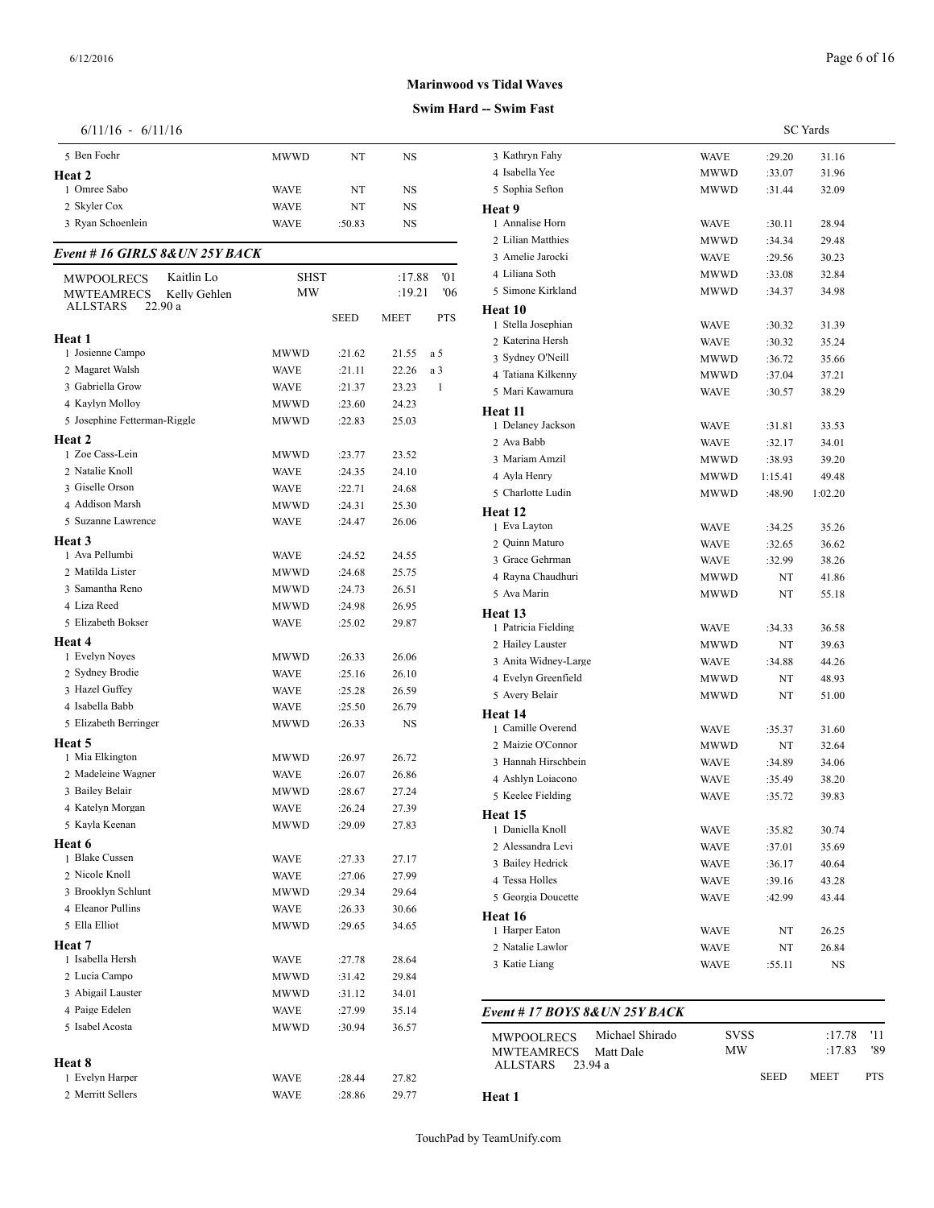**Marinwood vs Tidal Waves**

**Swim Hard -- Swim Fast**

6/11/16 - 6/11/16 SC Yards

| | Team | Seed | Meet | Pts |
|---|---|---|---|---|
| 5 Ben Foehr | MWWD | NT | NS | |
| **Heat 2** | | | | |
| 1 Omree Sabo | WAVE | NT | NS | |
| 2 Skyler Cox | WAVE | NT | NS | |
| 3 Ryan Schoenlein | WAVE | :50.83 | NS | |

### Event # 16 GIRLS 8&UN 25Y BACK

| | | | | |
|---|---|---|---|---|
| MWPOOLRECS | Kaitlin Lo | SHST | :17.88 | '01 |
| MWTEAMRECS | Kelly Gehlen | MW | :19.21 | '06 |
| ALLSTARS | 22.90 a | | | |

| | Team | SEED | MEET | PTS |
|---|---|---|---|---|
| **Heat 1** | | | | |
| 1 Josienne Campo | MWWD | :21.62 | 21.55 | a 5 |
| 2 Magaret Walsh | WAVE | :21.11 | 22.26 | a 3 |
| 3 Gabriella Grow | WAVE | :21.37 | 23.23 | 1 |
| 4 Kaylyn Molloy | MWWD | :23.60 | 24.23 | |
| 5 Josephine Fetterman-Riggle | MWWD | :22.83 | 25.03 | |
| **Heat 2** | | | | |
| 1 Zoe Cass-Lein | MWWD | :23.77 | 23.52 | |
| 2 Natalie Knoll | WAVE | :24.35 | 24.10 | |
| 3 Giselle Orson | WAVE | :22.71 | 24.68 | |
| 4 Addison Marsh | MWWD | :24.31 | 25.30 | |
| 5 Suzanne Lawrence | WAVE | :24.47 | 26.06 | |
| **Heat 3** | | | | |
| 1 Ava Pellumbi | WAVE | :24.52 | 24.55 | |
| 2 Matilda Lister | MWWD | :24.68 | 25.75 | |
| 3 Samantha Reno | MWWD | :24.73 | 26.51 | |
| 4 Liza Reed | MWWD | :24.98 | 26.95 | |
| 5 Elizabeth Bokser | WAVE | :25.02 | 29.87 | |
| **Heat 4** | | | | |
| 1 Evelyn Noyes | MWWD | :26.33 | 26.06 | |
| 2 Sydney Brodie | WAVE | :25.16 | 26.10 | |
| 3 Hazel Guffey | WAVE | :25.28 | 26.59 | |
| 4 Isabella Babb | WAVE | :25.50 | 26.79 | |
| 5 Elizabeth Berringer | MWWD | :26.33 | NS | |
| **Heat 5** | | | | |
| 1 Mia Elkington | MWWD | :26.97 | 26.72 | |
| 2 Madeleine Wagner | WAVE | :26.07 | 26.86 | |
| 3 Bailey Belair | MWWD | :28.67 | 27.24 | |
| 4 Katelyn Morgan | WAVE | :26.24 | 27.39 | |
| 5 Kayla Keenan | MWWD | :29.09 | 27.83 | |
| **Heat 6** | | | | |
| 1 Blake Cussen | WAVE | :27.33 | 27.17 | |
| 2 Nicole Knoll | WAVE | :27.06 | 27.99 | |
| 3 Brooklyn Schlunt | MWWD | :29.34 | 29.64 | |
| 4 Eleanor Pullins | WAVE | :26.33 | 30.66 | |
| 5 Ella Elliot | MWWD | :29.65 | 34.65 | |
| **Heat 7** | | | | |
| 1 Isabella Hersh | WAVE | :27.78 | 28.64 | |
| 2 Lucia Campo | MWWD | :31.42 | 29.84 | |
| 3 Abigail Lauster | MWWD | :31.12 | 34.01 | |
| 4 Paige Edelen | WAVE | :27.99 | 35.14 | |
| 5 Isabel Acosta | MWWD | :30.94 | 36.57 | |
| **Heat 8** | | | | |
| 1 Evelyn Harper | WAVE | :28.44 | 27.82 | |
| 2 Merritt Sellers | WAVE | :28.86 | 29.77 | |
| 3 Kathryn Fahy | WAVE | :29.20 | 31.16 | |
| 4 Isabella Yee | MWWD | :33.07 | 31.96 | |
| 5 Sophia Sefton | MWWD | :31.44 | 32.09 | |
| **Heat 9** | | | | |
| 1 Annalise Horn | WAVE | :30.11 | 28.94 | |
| 2 Lilian Matthies | MWWD | :34.34 | 29.48 | |
| 3 Amelie Jarocki | WAVE | :29.56 | 30.23 | |
| 4 Liliana Soth | MWWD | :33.08 | 32.84 | |
| 5 Simone Kirkland | MWWD | :34.37 | 34.98 | |
| **Heat 10** | | | | |
| 1 Stella Josephian | WAVE | :30.32 | 31.39 | |
| 2 Katerina Hersh | WAVE | :30.32 | 35.24 | |
| 3 Sydney O'Neill | MWWD | :36.72 | 35.66 | |
| 4 Tatiana Kilkenny | MWWD | :37.04 | 37.21 | |
| 5 Mari Kawamura | WAVE | :30.57 | 38.29 | |
| **Heat 11** | | | | |
| 1 Delaney Jackson | WAVE | :31.81 | 33.53 | |
| 2 Ava Babb | WAVE | :32.17 | 34.01 | |
| 3 Mariam Amzil | MWWD | :38.93 | 39.20 | |
| 4 Ayla Henry | MWWD | 1:15.41 | 49.48 | |
| 5 Charlotte Ludin | MWWD | :48.90 | 1:02.20 | |
| **Heat 12** | | | | |
| 1 Eva Layton | WAVE | :34.25 | 35.26 | |
| 2 Quinn Maturo | WAVE | :32.65 | 36.62 | |
| 3 Grace Gehrman | WAVE | :32.99 | 38.26 | |
| 4 Rayna Chaudhuri | MWWD | NT | 41.86 | |
| 5 Ava Marin | MWWD | NT | 55.18 | |
| **Heat 13** | | | | |
| 1 Patricia Fielding | WAVE | :34.33 | 36.58 | |
| 2 Hailey Lauster | MWWD | NT | 39.63 | |
| 3 Anita Widney-Large | WAVE | :34.88 | 44.26 | |
| 4 Evelyn Greenfield | MWWD | NT | 48.93 | |
| 5 Avery Belair | MWWD | NT | 51.00 | |
| **Heat 14** | | | | |
| 1 Camille Overend | WAVE | :35.37 | 31.60 | |
| 2 Maizie O'Connor | MWWD | NT | 32.64 | |
| 3 Hannah Hirschbein | WAVE | :34.89 | 34.06 | |
| 4 Ashlyn Loiacono | WAVE | :35.49 | 38.20 | |
| 5 Keelee Fielding | WAVE | :35.72 | 39.83 | |
| **Heat 15** | | | | |
| 1 Daniella Knoll | WAVE | :35.82 | 30.74 | |
| 2 Alessandra Levi | WAVE | :37.01 | 35.69 | |
| 3 Bailey Hedrick | WAVE | :36.17 | 40.64 | |
| 4 Tessa Holles | WAVE | :39.16 | 43.28 | |
| 5 Georgia Doucette | WAVE | :42.99 | 43.44 | |
| **Heat 16** | | | | |
| 1 Harper Eaton | WAVE | NT | 26.25 | |
| 2 Natalie Lawlor | WAVE | NT | 26.84 | |
| 3 Katie Liang | WAVE | :55.11 | NS | |

### Event # 17 BOYS 8&UN 25Y BACK

| | | | | |
|---|---|---|---|---|
| MWPOOLRECS | Michael Shirado | SVSS | :17.78 | '11 |
| MWTEAMRECS | Matt Dale | MW | :17.83 | '89 |
| ALLSTARS | 23.94 a | | | |

| | Team | SEED | MEET | PTS |
|---|---|---|---|---|
| **Heat 1** | | | | |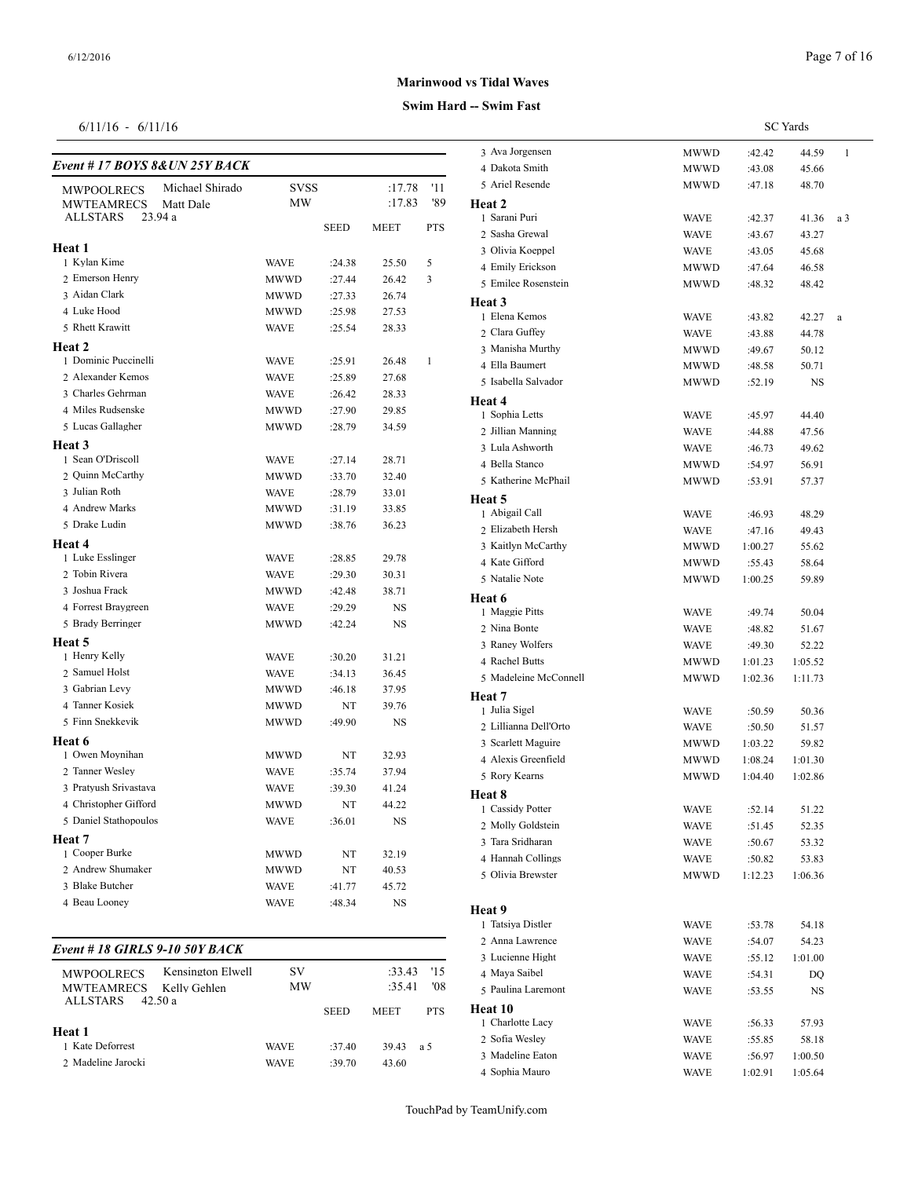# Marinwood vs Tidal Waves

## Swim Hard -- Swim Fast

6/11/16 - 6/11/16

SC Yards

### Event # 17 BOYS 8&UN 25Y BACK

| | | | | | |
|---|---|---|---|---|---|
| MWPOOLRECS | Michael Shirado | SVSS | | :17.78 | '11 |
| MWTEAMRECS | Matt Dale | MW | | :17.83 | '89 |
| ALLSTARS | 23.94 a | | | | |

| Name | Team | SEED | MEET | PTS |
|---|---|---|---|---|
| **Heat 1** | | | | |
| 1 Kylan Kime | WAVE | :24.38 | 25.50 | 5 |
| 2 Emerson Henry | MWWD | :27.44 | 26.42 | 3 |
| 3 Aidan Clark | MWWD | :27.33 | 26.74 | |
| 4 Luke Hood | MWWD | :25.98 | 27.53 | |
| 5 Rhett Krawitt | WAVE | :25.54 | 28.33 | |
| **Heat 2** | | | | |
| 1 Dominic Puccinelli | WAVE | :25.91 | 26.48 | 1 |
| 2 Alexander Kemos | WAVE | :25.89 | 27.68 | |
| 3 Charles Gehrman | WAVE | :26.42 | 28.33 | |
| 4 Miles Rudsenske | MWWD | :27.90 | 29.85 | |
| 5 Lucas Gallagher | MWWD | :28.79 | 34.59 | |
| **Heat 3** | | | | |
| 1 Sean O'Driscoll | WAVE | :27.14 | 28.71 | |
| 2 Quinn McCarthy | MWWD | :33.70 | 32.40 | |
| 3 Julian Roth | WAVE | :28.79 | 33.01 | |
| 4 Andrew Marks | MWWD | :31.19 | 33.85 | |
| 5 Drake Ludin | MWWD | :38.76 | 36.23 | |
| **Heat 4** | | | | |
| 1 Luke Esslinger | WAVE | :28.85 | 29.78 | |
| 2 Tobin Rivera | WAVE | :29.30 | 30.31 | |
| 3 Joshua Frack | MWWD | :42.48 | 38.71 | |
| 4 Forrest Braygreen | WAVE | :29.29 | NS | |
| 5 Brady Berringer | MWWD | :42.24 | NS | |
| **Heat 5** | | | | |
| 1 Henry Kelly | WAVE | :30.20 | 31.21 | |
| 2 Samuel Holst | WAVE | :34.13 | 36.45 | |
| 3 Gabrian Levy | MWWD | :46.18 | 37.95 | |
| 4 Tanner Kosiek | MWWD | NT | 39.76 | |
| 5 Finn Snekkevik | MWWD | :49.90 | NS | |
| **Heat 6** | | | | |
| 1 Owen Moynihan | MWWD | NT | 32.93 | |
| 2 Tanner Wesley | WAVE | :35.74 | 37.94 | |
| 3 Pratyush Srivastava | WAVE | :39.30 | 41.24 | |
| 4 Christopher Gifford | MWWD | NT | 44.22 | |
| 5 Daniel Stathopoulos | WAVE | :36.01 | NS | |
| **Heat 7** | | | | |
| 1 Cooper Burke | MWWD | NT | 32.19 | |
| 2 Andrew Shumaker | MWWD | NT | 40.53 | |
| 3 Blake Butcher | WAVE | :41.77 | 45.72 | |
| 4 Beau Looney | WAVE | :48.34 | NS | |

### Event # 18 GIRLS 9-10 50Y BACK

| | | | | | |
|---|---|---|---|---|---|
| MWPOOLRECS | Kensington Elwell | SV | | :33.43 | '15 |
| MWTEAMRECS | Kelly Gehlen | MW | | :35.41 | '08 |
| ALLSTARS | 42.50 a | | | | |

| Name | Team | SEED | MEET | PTS |
|---|---|---|---|---|
| **Heat 1** | | | | |
| 1 Kate Deforrest | WAVE | :37.40 | 39.43 | a 5 |
| 2 Madeline Jarocki | WAVE | :39.70 | 43.60 | |
| 3 Ava Jorgensen | MWWD | :42.42 | 44.59 | 1 |
| 4 Dakota Smith | MWWD | :43.08 | 45.66 | |
| 5 Ariel Resende | MWWD | :47.18 | 48.70 | |
| **Heat 2** | | | | |
| 1 Sarani Puri | WAVE | :42.37 | 41.36 | a 3 |
| 2 Sasha Grewal | WAVE | :43.67 | 43.27 | |
| 3 Olivia Koeppel | WAVE | :43.05 | 45.68 | |
| 4 Emily Erickson | MWWD | :47.64 | 46.58 | |
| 5 Emilee Rosenstein | MWWD | :48.32 | 48.42 | |
| **Heat 3** | | | | |
| 1 Elena Kemos | WAVE | :43.82 | 42.27 | a |
| 2 Clara Guffey | WAVE | :43.88 | 44.78 | |
| 3 Manisha Murthy | MWWD | :49.67 | 50.12 | |
| 4 Ella Baumert | MWWD | :48.58 | 50.71 | |
| 5 Isabella Salvador | MWWD | :52.19 | NS | |
| **Heat 4** | | | | |
| 1 Sophia Letts | WAVE | :45.97 | 44.40 | |
| 2 Jillian Manning | WAVE | :44.88 | 47.56 | |
| 3 Lula Ashworth | WAVE | :46.73 | 49.62 | |
| 4 Bella Stanco | MWWD | :54.97 | 56.91 | |
| 5 Katherine McPhail | MWWD | :53.91 | 57.37 | |
| **Heat 5** | | | | |
| 1 Abigail Call | WAVE | :46.93 | 48.29 | |
| 2 Elizabeth Hersh | WAVE | :47.16 | 49.43 | |
| 3 Kaitlyn McCarthy | MWWD | 1:00.27 | 55.62 | |
| 4 Kate Gifford | MWWD | :55.43 | 58.64 | |
| 5 Natalie Note | MWWD | 1:00.25 | 59.89 | |
| **Heat 6** | | | | |
| 1 Maggie Pitts | WAVE | :49.74 | 50.04 | |
| 2 Nina Bonte | WAVE | :48.82 | 51.67 | |
| 3 Raney Wolfers | WAVE | :49.30 | 52.22 | |
| 4 Rachel Butts | MWWD | 1:01.23 | 1:05.52 | |
| 5 Madeleine McConnell | MWWD | 1:02.36 | 1:11.73 | |
| **Heat 7** | | | | |
| 1 Julia Sigel | WAVE | :50.59 | 50.36 | |
| 2 Lillianna Dell'Orto | WAVE | :50.50 | 51.57 | |
| 3 Scarlett Maguire | MWWD | 1:03.22 | 59.82 | |
| 4 Alexis Greenfield | MWWD | 1:08.24 | 1:01.30 | |
| 5 Rory Kearns | MWWD | 1:04.40 | 1:02.86 | |
| **Heat 8** | | | | |
| 1 Cassidy Potter | WAVE | :52.14 | 51.22 | |
| 2 Molly Goldstein | WAVE | :51.45 | 52.35 | |
| 3 Tara Sridharan | WAVE | :50.67 | 53.32 | |
| 4 Hannah Collings | WAVE | :50.82 | 53.83 | |
| 5 Olivia Brewster | MWWD | 1:12.23 | 1:06.36 | |
| **Heat 9** | | | | |
| 1 Tatsiya Distler | WAVE | :53.78 | 54.18 | |
| 2 Anna Lawrence | WAVE | :54.07 | 54.23 | |
| 3 Lucienne Hight | WAVE | :55.12 | 1:01.00 | |
| 4 Maya Saibel | WAVE | :54.31 | DQ | |
| 5 Paulina Laremont | WAVE | :53.55 | NS | |
| **Heat 10** | | | | |
| 1 Charlotte Lacy | WAVE | :56.33 | 57.93 | |
| 2 Sofia Wesley | WAVE | :55.85 | 58.18 | |
| 3 Madeline Eaton | WAVE | :56.97 | 1:00.50 | |
| 4 Sophia Mauro | WAVE | 1:02.91 | 1:05.64 | |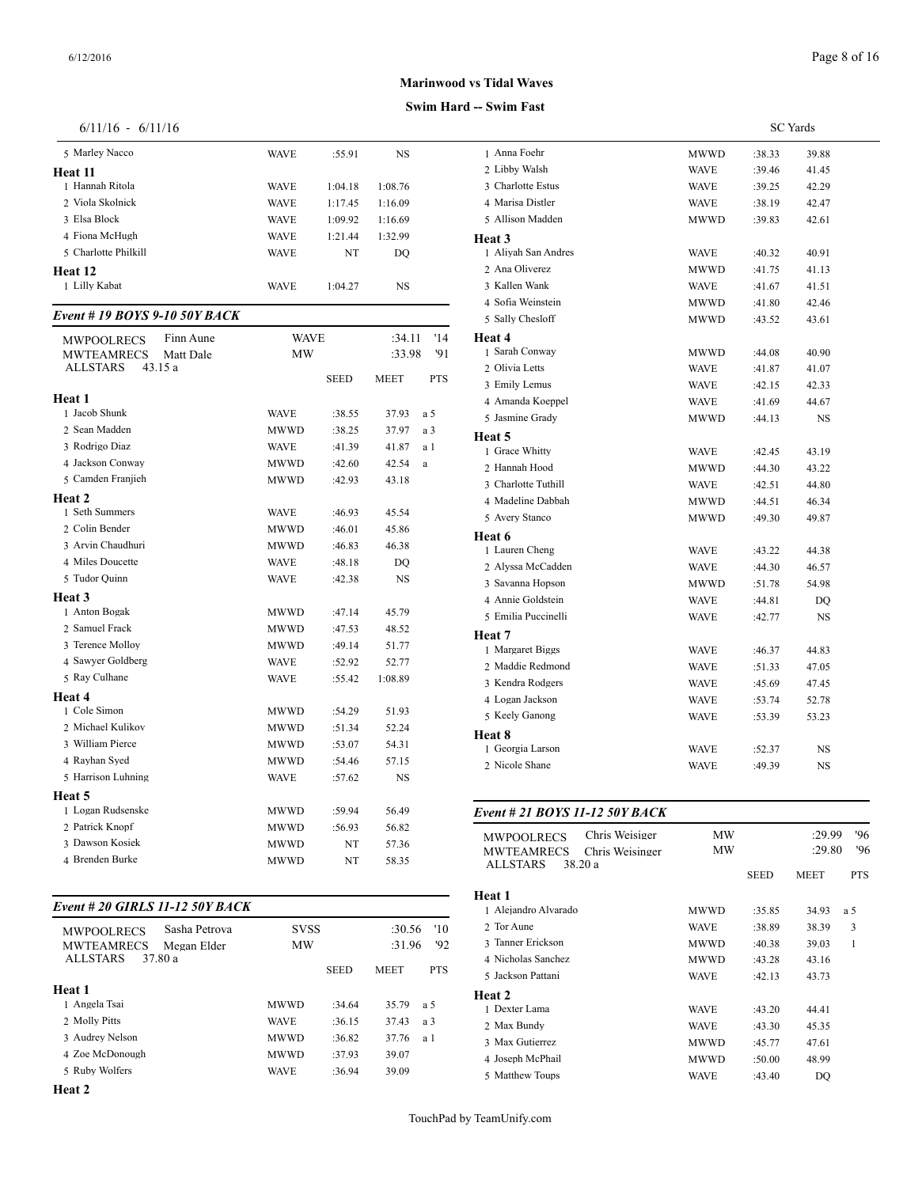**Marinwood vs Tidal Waves**

**Swim Hard -- Swim Fast**

6/11/16 - 6/11/16 SC Yards

| Name | Team | Seed | Meet | Pts |
|---|---|---|---|---|
| 5 Marley Nacco | WAVE | :55.91 | NS | |
| **Heat 11** | | | | |
| 1 Hannah Ritola | WAVE | 1:04.18 | 1:08.76 | |
| 2 Viola Skolnick | WAVE | 1:17.45 | 1:16.09 | |
| 3 Elsa Block | WAVE | 1:09.92 | 1:16.69 | |
| 4 Fiona McHugh | WAVE | 1:21.44 | 1:32.99 | |
| 5 Charlotte Philkill | WAVE | NT | DQ | |
| **Heat 12** | | | | |
| 1 Lilly Kabat | WAVE | 1:04.27 | NS | |

### Event # 19 BOYS 9-10 50Y BACK

MWPOOLRECS Finn Aune WAVE :34.11 '14
MWTEAMRECS Matt Dale MW :33.98 '91
ALLSTARS 43.15 a

| Name | Team | SEED | MEET | PTS |
|---|---|---|---|---|
| **Heat 1** | | | | |
| 1 Jacob Shunk | WAVE | :38.55 | 37.93 | a 5 |
| 2 Sean Madden | MWWD | :38.25 | 37.97 | a 3 |
| 3 Rodrigo Diaz | WAVE | :41.39 | 41.87 | a 1 |
| 4 Jackson Conway | MWWD | :42.60 | 42.54 | a |
| 5 Camden Franjieh | MWWD | :42.93 | 43.18 | |
| **Heat 2** | | | | |
| 1 Seth Summers | WAVE | :46.93 | 45.54 | |
| 2 Colin Bender | MWWD | :46.01 | 45.86 | |
| 3 Arvin Chaudhuri | MWWD | :46.83 | 46.38 | |
| 4 Miles Doucette | WAVE | :48.18 | DQ | |
| 5 Tudor Quinn | WAVE | :42.38 | NS | |
| **Heat 3** | | | | |
| 1 Anton Bogak | MWWD | :47.14 | 45.79 | |
| 2 Samuel Frack | MWWD | :47.53 | 48.52 | |
| 3 Terence Molloy | MWWD | :49.14 | 51.77 | |
| 4 Sawyer Goldberg | WAVE | :52.92 | 52.77 | |
| 5 Ray Culhane | WAVE | :55.42 | 1:08.89 | |
| **Heat 4** | | | | |
| 1 Cole Simon | MWWD | :54.29 | 51.93 | |
| 2 Michael Kulikov | MWWD | :51.34 | 52.24 | |
| 3 William Pierce | MWWD | :53.07 | 54.31 | |
| 4 Rayhan Syed | MWWD | :54.46 | 57.15 | |
| 5 Harrison Luhning | WAVE | :57.62 | NS | |
| **Heat 5** | | | | |
| 1 Logan Rudsenske | MWWD | :59.94 | 56.49 | |
| 2 Patrick Knopf | MWWD | :56.93 | 56.82 | |
| 3 Dawson Kosiek | MWWD | NT | 57.36 | |
| 4 Brenden Burke | MWWD | NT | 58.35 | |

### Event # 20 GIRLS 11-12 50Y BACK

MWPOOLRECS Sasha Petrova SVSS :30.56 '10
MWTEAMRECS Megan Elder MW :31.96 '92
ALLSTARS 37.80 a

| Name | Team | SEED | MEET | PTS |
|---|---|---|---|---|
| **Heat 1** | | | | |
| 1 Angela Tsai | MWWD | :34.64 | 35.79 | a 5 |
| 2 Molly Pitts | WAVE | :36.15 | 37.43 | a 3 |
| 3 Audrey Nelson | MWWD | :36.82 | 37.76 | a 1 |
| 4 Zoe McDonough | MWWD | :37.93 | 39.07 | |
| 5 Ruby Wolfers | WAVE | :36.94 | 39.09 | |
| **Heat 2** | | | | |
| 1 Anna Foehr | MWWD | :38.33 | 39.88 | |
| 2 Libby Walsh | WAVE | :39.46 | 41.45 | |
| 3 Charlotte Estus | WAVE | :39.25 | 42.29 | |
| 4 Marisa Distler | WAVE | :38.19 | 42.47 | |
| 5 Allison Madden | MWWD | :39.83 | 42.61 | |
| **Heat 3** | | | | |
| 1 Aliyah San Andres | WAVE | :40.32 | 40.91 | |
| 2 Ana Oliverez | MWWD | :41.75 | 41.13 | |
| 3 Kallen Wank | WAVE | :41.67 | 41.51 | |
| 4 Sofia Weinstein | MWWD | :41.80 | 42.46 | |
| 5 Sally Chesloff | MWWD | :43.52 | 43.61 | |
| **Heat 4** | | | | |
| 1 Sarah Conway | MWWD | :44.08 | 40.90 | |
| 2 Olivia Letts | WAVE | :41.87 | 41.07 | |
| 3 Emily Lemus | WAVE | :42.15 | 42.33 | |
| 4 Amanda Koeppel | WAVE | :41.69 | 44.67 | |
| 5 Jasmine Grady | MWWD | :44.13 | NS | |
| **Heat 5** | | | | |
| 1 Grace Whitty | WAVE | :42.45 | 43.19 | |
| 2 Hannah Hood | MWWD | :44.30 | 43.22 | |
| 3 Charlotte Tuthill | WAVE | :42.51 | 44.80 | |
| 4 Madeline Dabbah | MWWD | :44.51 | 46.34 | |
| 5 Avery Stanco | MWWD | :49.30 | 49.87 | |
| **Heat 6** | | | | |
| 1 Lauren Cheng | WAVE | :43.22 | 44.38 | |
| 2 Alyssa McCadden | WAVE | :44.30 | 46.57 | |
| 3 Savanna Hopson | MWWD | :51.78 | 54.98 | |
| 4 Annie Goldstein | WAVE | :44.81 | DQ | |
| 5 Emilia Puccinelli | WAVE | :42.77 | NS | |
| **Heat 7** | | | | |
| 1 Margaret Biggs | WAVE | :46.37 | 44.83 | |
| 2 Maddie Redmond | WAVE | :51.33 | 47.05 | |
| 3 Kendra Rodgers | WAVE | :45.69 | 47.45 | |
| 4 Logan Jackson | WAVE | :53.74 | 52.78 | |
| 5 Keely Ganong | WAVE | :53.39 | 53.23 | |
| **Heat 8** | | | | |
| 1 Georgia Larson | WAVE | :52.37 | NS | |
| 2 Nicole Shane | WAVE | :49.39 | NS | |

### Event # 21 BOYS 11-12 50Y BACK

MWPOOLRECS Chris Weisiger MW :29.99 '96
MWTEAMRECS Chris Weisinger MW :29.80 '96
ALLSTARS 38.20 a

| Name | Team | SEED | MEET | PTS |
|---|---|---|---|---|
| **Heat 1** | | | | |
| 1 Alejandro Alvarado | MWWD | :35.85 | 34.93 | a 5 |
| 2 Tor Aune | WAVE | :38.89 | 38.39 | 3 |
| 3 Tanner Erickson | MWWD | :40.38 | 39.03 | 1 |
| 4 Nicholas Sanchez | MWWD | :43.28 | 43.16 | |
| 5 Jackson Pattani | WAVE | :42.13 | 43.73 | |
| **Heat 2** | | | | |
| 1 Dexter Lama | WAVE | :43.20 | 44.41 | |
| 2 Max Bundy | WAVE | :43.30 | 45.35 | |
| 3 Max Gutierrez | MWWD | :45.77 | 47.61 | |
| 4 Joseph McPhail | MWWD | :50.00 | 48.99 | |
| 5 Matthew Toups | WAVE | :43.40 | DQ | |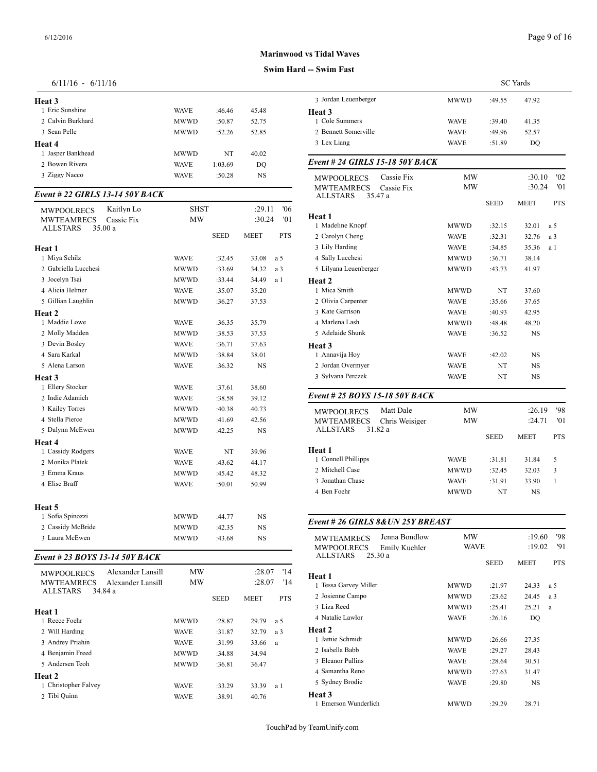# Marinwood vs Tidal Waves

## Swim Hard -- Swim Fast

6/11/16 - 6/11/16 SC Yards

**Heat 3**

| | Name | Team | Seed | Meet | Pts |
|---|---|---|---|---|---|
| 1 | Eric Sunshine | WAVE | :46.46 | 45.48 | |
| 2 | Calvin Burkhard | MWWD | :50.87 | 52.75 | |
| 3 | Sean Pelle | MWWD | :52.26 | 52.85 | |

**Heat 4**

| | Name | Team | Seed | Meet | Pts |
|---|---|---|---|---|---|
| 1 | Jasper Bankhead | MWWD | NT | 40.02 | |
| 2 | Bowen Rivera | WAVE | 1:03.69 | DQ | |
| 3 | Ziggy Nacco | WAVE | :50.28 | NS | |

### Event # 22 GIRLS 13-14 50Y BACK

MWPOOLRECS Kaitlyn Lo SHST :29.11 '06
MWTEAMRECS Cassie Fix MW :30.24 '01
ALLSTARS 35.00 a

| | Name | Team | SEED | MEET | PTS |
|---|---|---|---|---|---|
| **Heat 1** | | | | | |
| 1 | Miya Schilz | WAVE | :32.45 | 33.08 | a 5 |
| 2 | Gabriella Lucchesi | MWWD | :33.69 | 34.32 | a 3 |
| 3 | Jocelyn Tsai | MWWD | :33.44 | 34.49 | a 1 |
| 4 | Alicia Helmer | WAVE | :35.07 | 35.20 | |
| 5 | Gillian Laughlin | MWWD | :36.27 | 37.53 | |
| **Heat 2** | | | | | |
| 1 | Maddie Lowe | WAVE | :36.35 | 35.79 | |
| 2 | Molly Madden | MWWD | :38.53 | 37.53 | |
| 3 | Devin Bosley | WAVE | :36.71 | 37.63 | |
| 4 | Sara Karkal | MWWD | :38.84 | 38.01 | |
| 5 | Alena Larson | WAVE | :36.32 | NS | |
| **Heat 3** | | | | | |
| 1 | Ellery Stocker | WAVE | :37.61 | 38.60 | |
| 2 | Indie Adamich | WAVE | :38.58 | 39.12 | |
| 3 | Kailey Torres | MWWD | :40.38 | 40.73 | |
| 4 | Stella Pierce | MWWD | :41.69 | 42.56 | |
| 5 | Dalynn McEwen | MWWD | :42.25 | NS | |
| **Heat 4** | | | | | |
| 1 | Cassidy Rodgers | WAVE | NT | 39.96 | |
| 2 | Monika Platek | WAVE | :43.62 | 44.17 | |
| 3 | Emma Kraus | MWWD | :45.42 | 48.32 | |
| 4 | Elise Braff | WAVE | :50.01 | 50.99 | |
| **Heat 5** | | | | | |
| 1 | Sofia Spinozzi | MWWD | :44.77 | NS | |
| 2 | Cassidy McBride | MWWD | :42.35 | NS | |
| 3 | Laura McEwen | MWWD | :43.68 | NS | |

### Event # 23 BOYS 13-14 50Y BACK

MWPOOLRECS Alexander Lansill MW :28.07 '14
MWTEAMRECS Alexander Lansill MW :28.07 '14
ALLSTARS 34.84 a

| | Name | Team | SEED | MEET | PTS |
|---|---|---|---|---|---|
| **Heat 1** | | | | | |
| 1 | Reece Foehr | MWWD | :28.87 | 29.79 | a 5 |
| 2 | Will Harding | WAVE | :31.87 | 32.79 | a 3 |
| 3 | Andrey Priahin | WAVE | :31.99 | 33.66 | a |
| 4 | Benjamin Freed | MWWD | :34.88 | 34.94 | |
| 5 | Andersen Teoh | MWWD | :36.81 | 36.47 | |
| **Heat 2** | | | | | |
| 1 | Christopher Falvey | WAVE | :33.29 | 33.39 | a 1 |
| 2 | Tibi Quinn | WAVE | :38.91 | 40.76 | |
| 3 | Jordan Leuenberger | MWWD | :49.55 | 47.92 | |
| **Heat 3** | | | | | |
| 1 | Cole Summers | WAVE | :39.40 | 41.35 | |
| 2 | Bennett Somerville | WAVE | :49.96 | 52.57 | |
| 3 | Lex Liang | WAVE | :51.89 | DQ | |

### Event # 24 GIRLS 15-18 50Y BACK

MWPOOLRECS Cassie Fix MW :30.10 '02
MWTEAMRECS Cassie Fix MW :30.24 '01
ALLSTARS 35.47 a

| | Name | Team | SEED | MEET | PTS |
|---|---|---|---|---|---|
| **Heat 1** | | | | | |
| 1 | Madeline Knopf | MWWD | :32.15 | 32.01 | a 5 |
| 2 | Carolyn Cheng | WAVE | :32.31 | 32.76 | a 3 |
| 3 | Lily Harding | WAVE | :34.85 | 35.36 | a 1 |
| 4 | Sally Lucchesi | MWWD | :36.71 | 38.14 | |
| 5 | Lilyana Leuenberger | MWWD | :43.73 | 41.97 | |
| **Heat 2** | | | | | |
| 1 | Mica Smith | MWWD | NT | 37.60 | |
| 2 | Olivia Carpenter | WAVE | :35.66 | 37.65 | |
| 3 | Kate Garrison | WAVE | :40.93 | 42.95 | |
| 4 | Marlena Lash | MWWD | :48.48 | 48.20 | |
| 5 | Adelaide Shunk | WAVE | :36.52 | NS | |
| **Heat 3** | | | | | |
| 1 | Annavija Hoy | WAVE | :42.02 | NS | |
| 2 | Jordan Overmyer | WAVE | NT | NS | |
| 3 | Sylvana Perczek | WAVE | NT | NS | |

### Event # 25 BOYS 15-18 50Y BACK

MWPOOLRECS Matt Dale MW :26.19 '98
MWTEAMRECS Chris Weisiger MW :24.71 '01
ALLSTARS 31.82 a

| | Name | Team | SEED | MEET | PTS |
|---|---|---|---|---|---|
| **Heat 1** | | | | | |
| 1 | Connell Phillipps | WAVE | :31.81 | 31.84 | 5 |
| 2 | Mitchell Case | MWWD | :32.45 | 32.03 | 3 |
| 3 | Jonathan Chase | WAVE | :31.91 | 33.90 | 1 |
| 4 | Ben Foehr | MWWD | NT | NS | |

### Event # 26 GIRLS 8&UN 25Y BREAST

MWTEAMRECS Jenna Bondlow MW :19.60 '98
MWPOOLRECS Emily Kuehler WAVE :19.02 '91
ALLSTARS 25.30 a

| | Name | Team | SEED | MEET | PTS |
|---|---|---|---|---|---|
| **Heat 1** | | | | | |
| 1 | Tessa Garvey Miller | MWWD | :21.97 | 24.33 | a 5 |
| 2 | Josienne Campo | MWWD | :23.62 | 24.45 | a 3 |
| 3 | Liza Reed | MWWD | :25.41 | 25.21 | a |
| 4 | Natalie Lawlor | WAVE | :26.16 | DQ | |
| **Heat 2** | | | | | |
| 1 | Jamie Schmidt | MWWD | :26.66 | 27.35 | |
| 2 | Isabella Babb | WAVE | :29.27 | 28.43 | |
| 3 | Eleanor Pullins | WAVE | :28.64 | 30.51 | |
| 4 | Samantha Reno | MWWD | :27.63 | 31.47 | |
| 5 | Sydney Brodie | WAVE | :29.80 | NS | |
| **Heat 3** | | | | | |
| 1 | Emerson Wunderlich | MWWD | :29.29 | 28.71 | |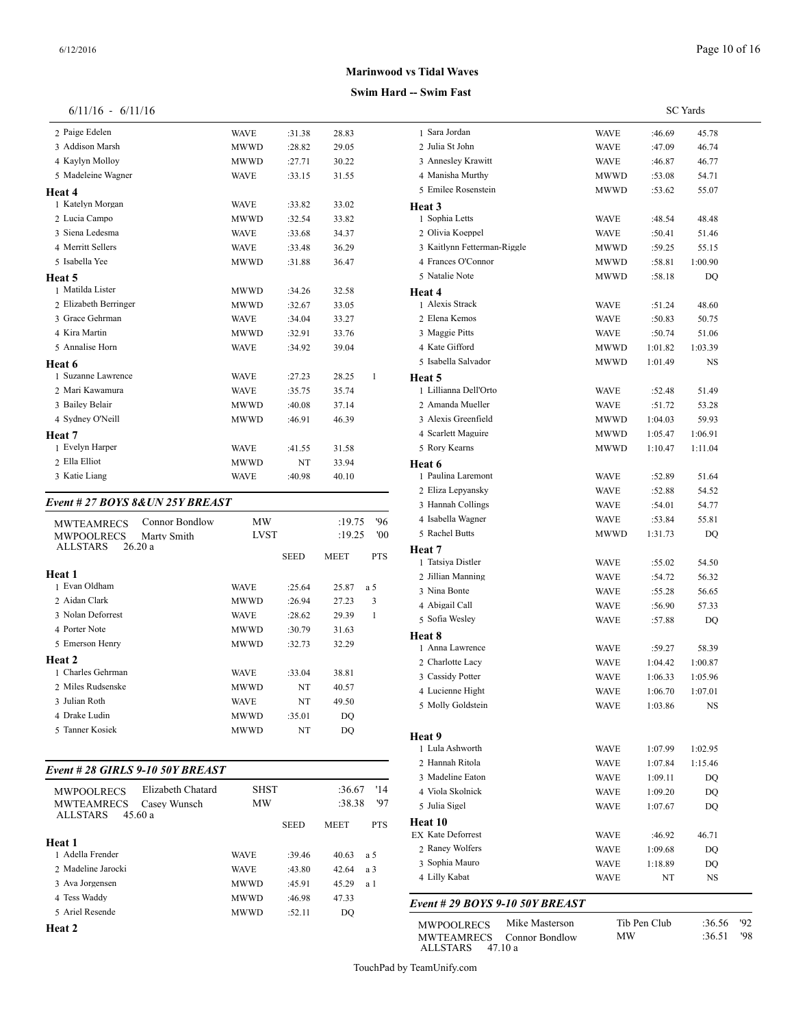**Marinwood vs Tidal Waves**

**Swim Hard -- Swim Fast**

6/11/16 - 6/11/16 SC Yards

| | Team | Seed | Meet | Pts |
|---|---|---|---|---|
| 2 Paige Edelen | WAVE | :31.38 | 28.83 | |
| 3 Addison Marsh | MWWD | :28.82 | 29.05 | |
| 4 Kaylyn Molloy | MWWD | :27.71 | 30.22 | |
| 5 Madeleine Wagner | WAVE | :33.15 | 31.55 | |
| **Heat 4** | | | | |
| 1 Katelyn Morgan | WAVE | :33.82 | 33.02 | |
| 2 Lucia Campo | MWWD | :32.54 | 33.82 | |
| 3 Siena Ledesma | WAVE | :33.68 | 34.37 | |
| 4 Merritt Sellers | WAVE | :33.48 | 36.29 | |
| 5 Isabella Yee | MWWD | :31.88 | 36.47 | |
| **Heat 5** | | | | |
| 1 Matilda Lister | MWWD | :34.26 | 32.58 | |
| 2 Elizabeth Berringer | MWWD | :32.67 | 33.05 | |
| 3 Grace Gehrman | WAVE | :34.04 | 33.27 | |
| 4 Kira Martin | MWWD | :32.91 | 33.76 | |
| 5 Annalise Horn | WAVE | :34.92 | 39.04 | |
| **Heat 6** | | | | |
| 1 Suzanne Lawrence | WAVE | :27.23 | 28.25 | 1 |
| 2 Mari Kawamura | WAVE | :35.75 | 35.74 | |
| 3 Bailey Belair | MWWD | :40.08 | 37.14 | |
| 4 Sydney O'Neill | MWWD | :46.91 | 46.39 | |
| **Heat 7** | | | | |
| 1 Evelyn Harper | WAVE | :41.55 | 31.58 | |
| 2 Ella Elliot | MWWD | NT | 33.94 | |
| 3 Katie Liang | WAVE | :40.98 | 40.10 | |

### *Event # 27 BOYS 8&UN 25Y BREAST*

MWTEAMRECS Connor Bondlow MW :19.75 '96
MWPOOLRECS Marty Smith LVST :19.25 '00
ALLSTARS 26.20 a

| | Team | SEED | MEET | PTS |
|---|---|---|---|---|
| **Heat 1** | | | | |
| 1 Evan Oldham | WAVE | :25.64 | 25.87 | a 5 |
| 2 Aidan Clark | MWWD | :26.94 | 27.23 | 3 |
| 3 Nolan Deforrest | WAVE | :28.62 | 29.39 | 1 |
| 4 Porter Note | MWWD | :30.79 | 31.63 | |
| 5 Emerson Henry | MWWD | :32.73 | 32.29 | |
| **Heat 2** | | | | |
| 1 Charles Gehrman | WAVE | :33.04 | 38.81 | |
| 2 Miles Rudsenske | MWWD | NT | 40.57 | |
| 3 Julian Roth | WAVE | NT | 49.50 | |
| 4 Drake Ludin | MWWD | :35.01 | DQ | |
| 5 Tanner Kosiek | MWWD | NT | DQ | |

### *Event # 28 GIRLS 9-10 50Y BREAST*

MWPOOLRECS Elizabeth Chatard SHST :36.67 '14
MWTEAMRECS Casey Wunsch MW :38.38 '97
ALLSTARS 45.60 a

| | Team | SEED | MEET | PTS |
|---|---|---|---|---|
| **Heat 1** | | | | |
| 1 Adella Frender | WAVE | :39.46 | 40.63 | a 5 |
| 2 Madeline Jarocki | WAVE | :43.80 | 42.64 | a 3 |
| 3 Ava Jorgensen | MWWD | :45.91 | 45.29 | a 1 |
| 4 Tess Waddy | MWWD | :46.98 | 47.33 | |
| 5 Ariel Resende | MWWD | :52.11 | DQ | |
| **Heat 2** | | | | |
| 1 Sara Jordan | WAVE | :46.69 | 45.78 | |
| 2 Julia St John | WAVE | :47.09 | 46.74 | |
| 3 Annesley Krawitt | WAVE | :46.87 | 46.77 | |
| 4 Manisha Murthy | MWWD | :53.08 | 54.71 | |
| 5 Emilee Rosenstein | MWWD | :53.62 | 55.07 | |
| **Heat 3** | | | | |
| 1 Sophia Letts | WAVE | :48.54 | 48.48 | |
| 2 Olivia Koeppel | WAVE | :50.41 | 51.46 | |
| 3 Kaitlynn Fetterman-Riggle | MWWD | :59.25 | 55.15 | |
| 4 Frances O'Connor | MWWD | :58.81 | 1:00.90 | |
| 5 Natalie Note | MWWD | :58.18 | DQ | |
| **Heat 4** | | | | |
| 1 Alexis Strack | WAVE | :51.24 | 48.60 | |
| 2 Elena Kemos | WAVE | :50.83 | 50.75 | |
| 3 Maggie Pitts | WAVE | :50.74 | 51.06 | |
| 4 Kate Gifford | MWWD | 1:01.82 | 1:03.39 | |
| 5 Isabella Salvador | MWWD | 1:01.49 | NS | |
| **Heat 5** | | | | |
| 1 Lillianna Dell'Orto | WAVE | :52.48 | 51.49 | |
| 2 Amanda Mueller | WAVE | :51.72 | 53.28 | |
| 3 Alexis Greenfield | MWWD | 1:04.03 | 59.93 | |
| 4 Scarlett Maguire | MWWD | 1:05.47 | 1:06.91 | |
| 5 Rory Kearns | MWWD | 1:10.47 | 1:11.04 | |
| **Heat 6** | | | | |
| 1 Paulina Laremont | WAVE | :52.89 | 51.64 | |
| 2 Eliza Lepyansky | WAVE | :52.88 | 54.52 | |
| 3 Hannah Collings | WAVE | :54.01 | 54.77 | |
| 4 Isabella Wagner | WAVE | :53.84 | 55.81 | |
| 5 Rachel Butts | MWWD | 1:31.73 | DQ | |
| **Heat 7** | | | | |
| 1 Tatsiya Distler | WAVE | :55.02 | 54.50 | |
| 2 Jillian Manning | WAVE | :54.72 | 56.32 | |
| 3 Nina Bonte | WAVE | :55.28 | 56.65 | |
| 4 Abigail Call | WAVE | :56.90 | 57.33 | |
| 5 Sofia Wesley | WAVE | :57.88 | DQ | |
| **Heat 8** | | | | |
| 1 Anna Lawrence | WAVE | :59.27 | 58.39 | |
| 2 Charlotte Lacy | WAVE | 1:04.42 | 1:00.87 | |
| 3 Cassidy Potter | WAVE | 1:06.33 | 1:05.96 | |
| 4 Lucienne Hight | WAVE | 1:06.70 | 1:07.01 | |
| 5 Molly Goldstein | WAVE | 1:03.86 | NS | |
| **Heat 9** | | | | |
| 1 Lula Ashworth | WAVE | 1:07.99 | 1:02.95 | |
| 2 Hannah Ritola | WAVE | 1:07.84 | 1:15.46 | |
| 3 Madeline Eaton | WAVE | 1:09.11 | DQ | |
| 4 Viola Skolnick | WAVE | 1:09.20 | DQ | |
| 5 Julia Sigel | WAVE | 1:07.67 | DQ | |
| **Heat 10** | | | | |
| EX Kate Deforrest | WAVE | :46.92 | 46.71 | |
| 2 Raney Wolfers | WAVE | 1:09.68 | DQ | |
| 3 Sophia Mauro | WAVE | 1:18.89 | DQ | |
| 4 Lilly Kabat | WAVE | NT | NS | |

### *Event # 29 BOYS 9-10 50Y BREAST*

MWPOOLRECS Mike Masterson Tib Pen Club :36.56 '92
MWTEAMRECS Connor Bondlow MW :36.51 '98
ALLSTARS 47.10 a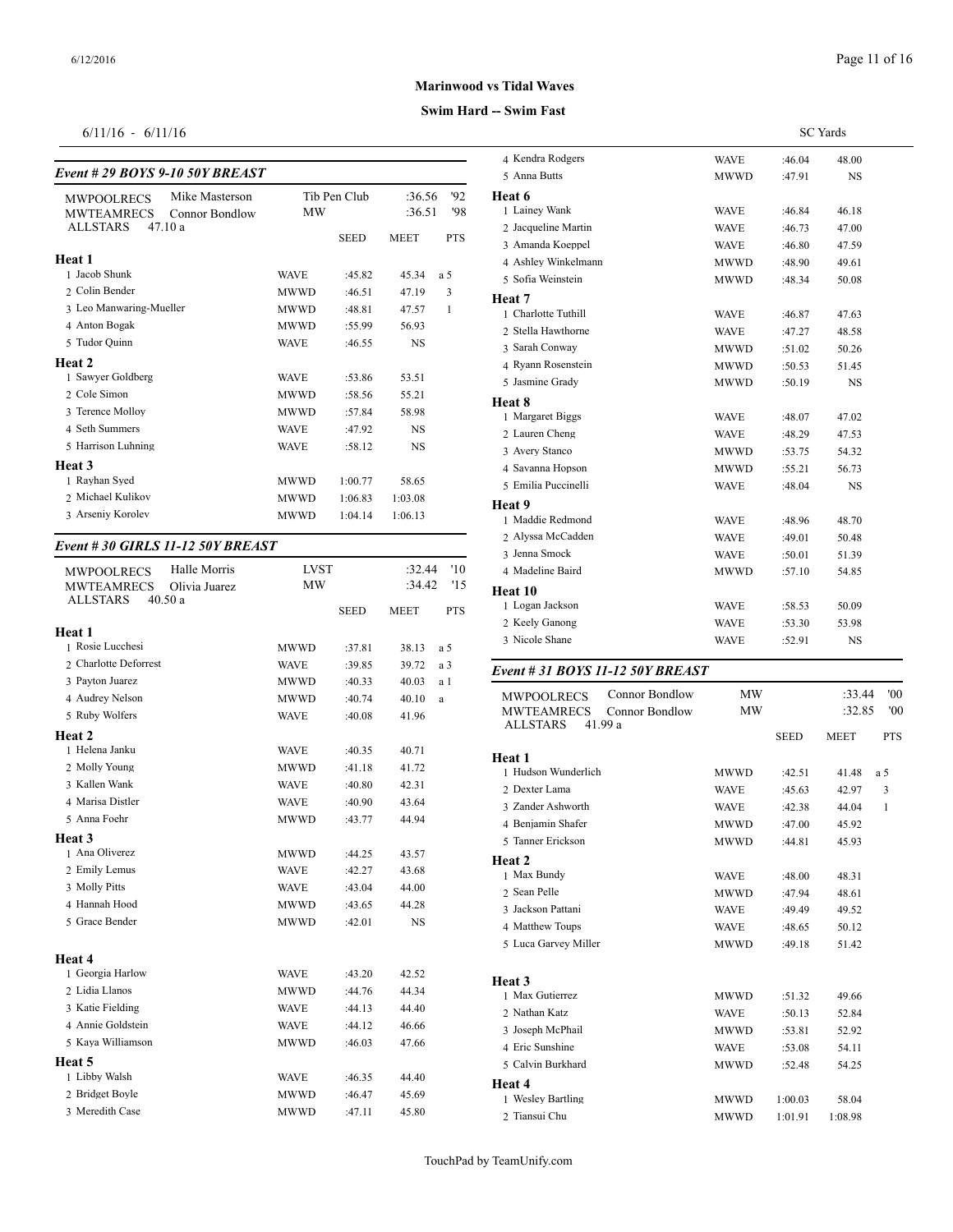**Marinwood vs Tidal Waves**

**Swim Hard -- Swim Fast**

6/11/16 - 6/11/16

SC Yards

### *Event # 29 BOYS 9-10 50Y BREAST*

| | | | | | |
|---|---|---|---|---|---|
| MWPOOLRECS | Mike Masterson | Tib Pen Club | :36.56 | '92 | |
| MWTEAMRECS | Connor Bondlow | MW | :36.51 | '98 | |
| ALLSTARS | 47.10 a | | | | |

| | Team | SEED | MEET | PTS |
|---|---|---|---|---|
| **Heat 1** | | | | |
| 1 Jacob Shunk | WAVE | :45.82 | 45.34 | a 5 |
| 2 Colin Bender | MWWD | :46.51 | 47.19 | 3 |
| 3 Leo Manwaring-Mueller | MWWD | :48.81 | 47.57 | 1 |
| 4 Anton Bogak | MWWD | :55.99 | 56.93 | |
| 5 Tudor Quinn | WAVE | :46.55 | NS | |
| **Heat 2** | | | | |
| 1 Sawyer Goldberg | WAVE | :53.86 | 53.51 | |
| 2 Cole Simon | MWWD | :58.56 | 55.21 | |
| 3 Terence Molloy | MWWD | :57.84 | 58.98 | |
| 4 Seth Summers | WAVE | :47.92 | NS | |
| 5 Harrison Luhning | WAVE | :58.12 | NS | |
| **Heat 3** | | | | |
| 1 Rayhan Syed | MWWD | 1:00.77 | 58.65 | |
| 2 Michael Kulikov | MWWD | 1:06.83 | 1:03.08 | |
| 3 Arseniy Korolev | MWWD | 1:04.14 | 1:06.13 | |

### *Event # 30 GIRLS 11-12 50Y BREAST*

| | | | | | |
|---|---|---|---|---|---|
| MWPOOLRECS | Halle Morris | LVST | :32.44 | '10 | |
| MWTEAMRECS | Olivia Juarez | MW | :34.42 | '15 | |
| ALLSTARS | 40.50 a | | | | |

| | Team | SEED | MEET | PTS |
|---|---|---|---|---|
| **Heat 1** | | | | |
| 1 Rosie Lucchesi | MWWD | :37.81 | 38.13 | a 5 |
| 2 Charlotte Deforrest | WAVE | :39.85 | 39.72 | a 3 |
| 3 Payton Juarez | MWWD | :40.33 | 40.03 | a 1 |
| 4 Audrey Nelson | MWWD | :40.74 | 40.10 | a |
| 5 Ruby Wolfers | WAVE | :40.08 | 41.96 | |
| **Heat 2** | | | | |
| 1 Helena Janku | WAVE | :40.35 | 40.71 | |
| 2 Molly Young | MWWD | :41.18 | 41.72 | |
| 3 Kallen Wank | WAVE | :40.80 | 42.31 | |
| 4 Marisa Distler | WAVE | :40.90 | 43.64 | |
| 5 Anna Foehr | MWWD | :43.77 | 44.94 | |
| **Heat 3** | | | | |
| 1 Ana Oliverez | MWWD | :44.25 | 43.57 | |
| 2 Emily Lemus | WAVE | :42.27 | 43.68 | |
| 3 Molly Pitts | WAVE | :43.04 | 44.00 | |
| 4 Hannah Hood | MWWD | :43.65 | 44.28 | |
| 5 Grace Bender | MWWD | :42.01 | NS | |
| **Heat 4** | | | | |
| 1 Georgia Harlow | WAVE | :43.20 | 42.52 | |
| 2 Lidia Llanos | MWWD | :44.76 | 44.34 | |
| 3 Katie Fielding | WAVE | :44.13 | 44.40 | |
| 4 Annie Goldstein | WAVE | :44.12 | 46.66 | |
| 5 Kaya Williamson | MWWD | :46.03 | 47.66 | |
| **Heat 5** | | | | |
| 1 Libby Walsh | WAVE | :46.35 | 44.40 | |
| 2 Bridget Boyle | MWWD | :46.47 | 45.69 | |
| 3 Meredith Case | MWWD | :47.11 | 45.80 | |
| 4 Kendra Rodgers | WAVE | :46.04 | 48.00 | |
| 5 Anna Butts | MWWD | :47.91 | NS | |
| **Heat 6** | | | | |
| 1 Lainey Wank | WAVE | :46.84 | 46.18 | |
| 2 Jacqueline Martin | WAVE | :46.73 | 47.00 | |
| 3 Amanda Koeppel | WAVE | :46.80 | 47.59 | |
| 4 Ashley Winkelmann | MWWD | :48.90 | 49.61 | |
| 5 Sofia Weinstein | MWWD | :48.34 | 50.08 | |
| **Heat 7** | | | | |
| 1 Charlotte Tuthill | WAVE | :46.87 | 47.63 | |
| 2 Stella Hawthorne | WAVE | :47.27 | 48.58 | |
| 3 Sarah Conway | MWWD | :51.02 | 50.26 | |
| 4 Ryann Rosenstein | MWWD | :50.53 | 51.45 | |
| 5 Jasmine Grady | MWWD | :50.19 | NS | |
| **Heat 8** | | | | |
| 1 Margaret Biggs | WAVE | :48.07 | 47.02 | |
| 2 Lauren Cheng | WAVE | :48.29 | 47.53 | |
| 3 Avery Stanco | MWWD | :53.75 | 54.32 | |
| 4 Savanna Hopson | MWWD | :55.21 | 56.73 | |
| 5 Emilia Puccinelli | WAVE | :48.04 | NS | |
| **Heat 9** | | | | |
| 1 Maddie Redmond | WAVE | :48.96 | 48.70 | |
| 2 Alyssa McCadden | WAVE | :49.01 | 50.48 | |
| 3 Jenna Smock | WAVE | :50.01 | 51.39 | |
| 4 Madeline Baird | MWWD | :57.10 | 54.85 | |
| **Heat 10** | | | | |
| 1 Logan Jackson | WAVE | :58.53 | 50.09 | |
| 2 Keely Ganong | WAVE | :53.30 | 53.98 | |
| 3 Nicole Shane | WAVE | :52.91 | NS | |

### *Event # 31 BOYS 11-12 50Y BREAST*

| | | | | | |
|---|---|---|---|---|---|
| MWPOOLRECS | Connor Bondlow | MW | :33.44 | '00 | |
| MWTEAMRECS | Connor Bondlow | MW | :32.85 | '00 | |
| ALLSTARS | 41.99 a | | | | |

| | Team | SEED | MEET | PTS |
|---|---|---|---|---|
| **Heat 1** | | | | |
| 1 Hudson Wunderlich | MWWD | :42.51 | 41.48 | a 5 |
| 2 Dexter Lama | WAVE | :45.63 | 42.97 | 3 |
| 3 Zander Ashworth | WAVE | :42.38 | 44.04 | 1 |
| 4 Benjamin Shafer | MWWD | :47.00 | 45.92 | |
| 5 Tanner Erickson | MWWD | :44.81 | 45.93 | |
| **Heat 2** | | | | |
| 1 Max Bundy | WAVE | :48.00 | 48.31 | |
| 2 Sean Pelle | MWWD | :47.94 | 48.61 | |
| 3 Jackson Pattani | WAVE | :49.49 | 49.52 | |
| 4 Matthew Toups | WAVE | :48.65 | 50.12 | |
| 5 Luca Garvey Miller | MWWD | :49.18 | 51.42 | |
| **Heat 3** | | | | |
| 1 Max Gutierrez | MWWD | :51.32 | 49.66 | |
| 2 Nathan Katz | WAVE | :50.13 | 52.84 | |
| 3 Joseph McPhail | MWWD | :53.81 | 52.92 | |
| 4 Eric Sunshine | WAVE | :53.08 | 54.11 | |
| 5 Calvin Burkhard | MWWD | :52.48 | 54.25 | |
| **Heat 4** | | | | |
| 1 Wesley Bartling | MWWD | 1:00.03 | 58.04 | |
| 2 Tiansui Chu | MWWD | 1:01.91 | 1:08.98 | |

TouchPad by TeamUnify.com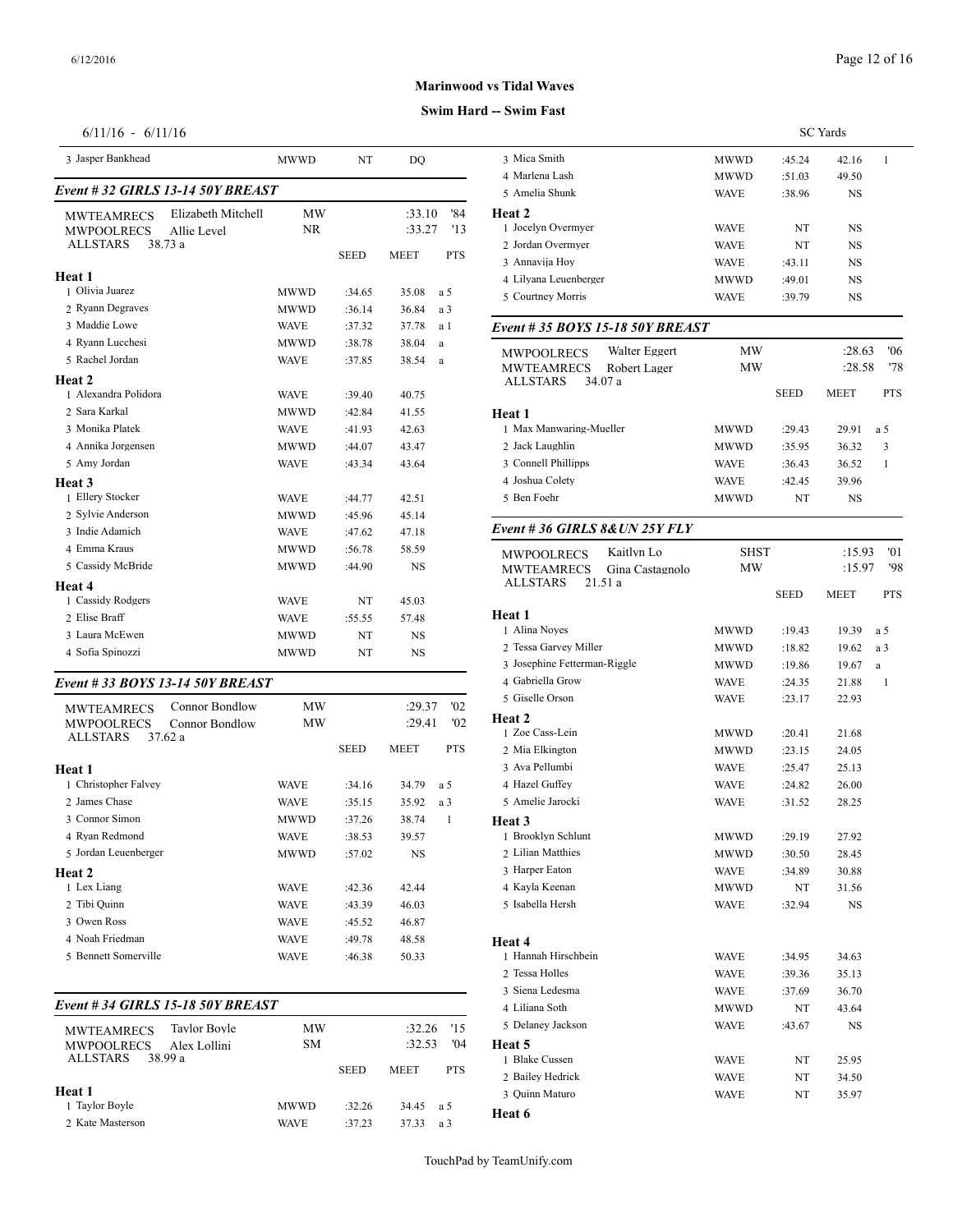**Marinwood vs Tidal Waves**

**Swim Hard -- Swim Fast**

6/11/16 - 6/11/16 SC Yards

| | | | | |
|---|---|---|---|---|
| 3 Jasper Bankhead | MWWD | NT | DQ | |

### *Event # 32 GIRLS 13-14 50Y BREAST*

MWTEAMRECS Elizabeth Mitchell MW :33.10 '84
MWPOOLRECS Allie Level NR :33.27 '13
ALLSTARS 38.73 a

| | | SEED | MEET | PTS |
|---|---|---|---|---|
| **Heat 1** | | | | |
| 1 Olivia Juarez | MWWD | :34.65 | 35.08 | a 5 |
| 2 Ryann Degraves | MWWD | :36.14 | 36.84 | a 3 |
| 3 Maddie Lowe | WAVE | :37.32 | 37.78 | a 1 |
| 4 Ryann Lucchesi | MWWD | :38.78 | 38.04 | a |
| 5 Rachel Jordan | WAVE | :37.85 | 38.54 | a |
| **Heat 2** | | | | |
| 1 Alexandra Polidora | WAVE | :39.40 | 40.75 | |
| 2 Sara Karkal | MWWD | :42.84 | 41.55 | |
| 3 Monika Platek | WAVE | :41.93 | 42.63 | |
| 4 Annika Jorgensen | MWWD | :44.07 | 43.47 | |
| 5 Amy Jordan | WAVE | :43.34 | 43.64 | |
| **Heat 3** | | | | |
| 1 Ellery Stocker | WAVE | :44.77 | 42.51 | |
| 2 Sylvie Anderson | MWWD | :45.96 | 45.14 | |
| 3 Indie Adamich | WAVE | :47.62 | 47.18 | |
| 4 Emma Kraus | MWWD | :56.78 | 58.59 | |
| 5 Cassidy McBride | MWWD | :44.90 | NS | |
| **Heat 4** | | | | |
| 1 Cassidy Rodgers | WAVE | NT | 45.03 | |
| 2 Elise Braff | WAVE | :55.55 | 57.48 | |
| 3 Laura McEwen | MWWD | NT | NS | |
| 4 Sofia Spinozzi | MWWD | NT | NS | |

### *Event # 33 BOYS 13-14 50Y BREAST*

MWTEAMRECS Connor Bondlow MW :29.37 '02
MWPOOLRECS Connor Bondlow MW :29.41 '02
ALLSTARS 37.62 a

| | | SEED | MEET | PTS |
|---|---|---|---|---|
| **Heat 1** | | | | |
| 1 Christopher Falvey | WAVE | :34.16 | 34.79 | a 5 |
| 2 James Chase | WAVE | :35.15 | 35.92 | a 3 |
| 3 Connor Simon | MWWD | :37.26 | 38.74 | 1 |
| 4 Ryan Redmond | WAVE | :38.53 | 39.57 | |
| 5 Jordan Leuenberger | MWWD | :57.02 | NS | |
| **Heat 2** | | | | |
| 1 Lex Liang | WAVE | :42.36 | 42.44 | |
| 2 Tibi Quinn | WAVE | :43.39 | 46.03 | |
| 3 Owen Ross | WAVE | :45.52 | 46.87 | |
| 4 Noah Friedman | WAVE | :49.78 | 48.58 | |
| 5 Bennett Somerville | WAVE | :46.38 | 50.33 | |

### *Event # 34 GIRLS 15-18 50Y BREAST*

MWTEAMRECS Taylor Boyle MW :32.26 '15
MWPOOLRECS Alex Lollini SM :32.53 '04
ALLSTARS 38.99 a

| | | SEED | MEET | PTS |
|---|---|---|---|---|
| **Heat 1** | | | | |
| 1 Taylor Boyle | MWWD | :32.26 | 34.45 | a 5 |
| 2 Kate Masterson | WAVE | :37.23 | 37.33 | a 3 |
| 3 Mica Smith | MWWD | :45.24 | 42.16 | 1 |
| 4 Marlena Lash | MWWD | :51.03 | 49.50 | |
| 5 Amelia Shunk | WAVE | :38.96 | NS | |
| **Heat 2** | | | | |
| 1 Jocelyn Overmyer | WAVE | NT | NS | |
| 2 Jordan Overmyer | WAVE | NT | NS | |
| 3 Annavija Hoy | WAVE | :43.11 | NS | |
| 4 Lilyana Leuenberger | MWWD | :49.01 | NS | |
| 5 Courtney Morris | WAVE | :39.79 | NS | |

### *Event # 35 BOYS 15-18 50Y BREAST*

MWPOOLRECS Walter Eggert MW :28.63 '06
MWTEAMRECS Robert Lager MW :28.58 '78
ALLSTARS 34.07 a

| | | SEED | MEET | PTS |
|---|---|---|---|---|
| **Heat 1** | | | | |
| 1 Max Manwaring-Mueller | MWWD | :29.43 | 29.91 | a 5 |
| 2 Jack Laughlin | MWWD | :35.95 | 36.32 | 3 |
| 3 Connell Phillipps | WAVE | :36.43 | 36.52 | 1 |
| 4 Joshua Colety | WAVE | :42.45 | 39.96 | |
| 5 Ben Foehr | MWWD | NT | NS | |

### *Event # 36 GIRLS 8&UN 25Y FLY*

MWPOOLRECS Kaitlyn Lo SHST :15.93 '01
MWTEAMRECS Gina Castagnolo MW :15.97 '98
ALLSTARS 21.51 a

| | | SEED | MEET | PTS |
|---|---|---|---|---|
| **Heat 1** | | | | |
| 1 Alina Noyes | MWWD | :19.43 | 19.39 | a 5 |
| 2 Tessa Garvey Miller | MWWD | :18.82 | 19.62 | a 3 |
| 3 Josephine Fetterman-Riggle | MWWD | :19.86 | 19.67 | a |
| 4 Gabriella Grow | WAVE | :24.35 | 21.88 | 1 |
| 5 Giselle Orson | WAVE | :23.17 | 22.93 | |
| **Heat 2** | | | | |
| 1 Zoe Cass-Lein | MWWD | :20.41 | 21.68 | |
| 2 Mia Elkington | MWWD | :23.15 | 24.05 | |
| 3 Ava Pellumbi | WAVE | :25.47 | 25.13 | |
| 4 Hazel Guffey | WAVE | :24.82 | 26.00 | |
| 5 Amelie Jarocki | WAVE | :31.52 | 28.25 | |
| **Heat 3** | | | | |
| 1 Brooklyn Schlunt | MWWD | :29.19 | 27.92 | |
| 2 Lilian Matthies | MWWD | :30.50 | 28.45 | |
| 3 Harper Eaton | WAVE | :34.89 | 30.88 | |
| 4 Kayla Keenan | MWWD | NT | 31.56 | |
| 5 Isabella Hersh | WAVE | :32.94 | NS | |
| **Heat 4** | | | | |
| 1 Hannah Hirschbein | WAVE | :34.95 | 34.63 | |
| 2 Tessa Holles | WAVE | :39.36 | 35.13 | |
| 3 Siena Ledesma | WAVE | :37.69 | 36.70 | |
| 4 Liliana Soth | MWWD | NT | 43.64 | |
| 5 Delaney Jackson | WAVE | :43.67 | NS | |
| **Heat 5** | | | | |
| 1 Blake Cussen | WAVE | NT | 25.95 | |
| 2 Bailey Hedrick | WAVE | NT | 34.50 | |
| 3 Quinn Maturo | WAVE | NT | 35.97 | |
| **Heat 6** | | | | |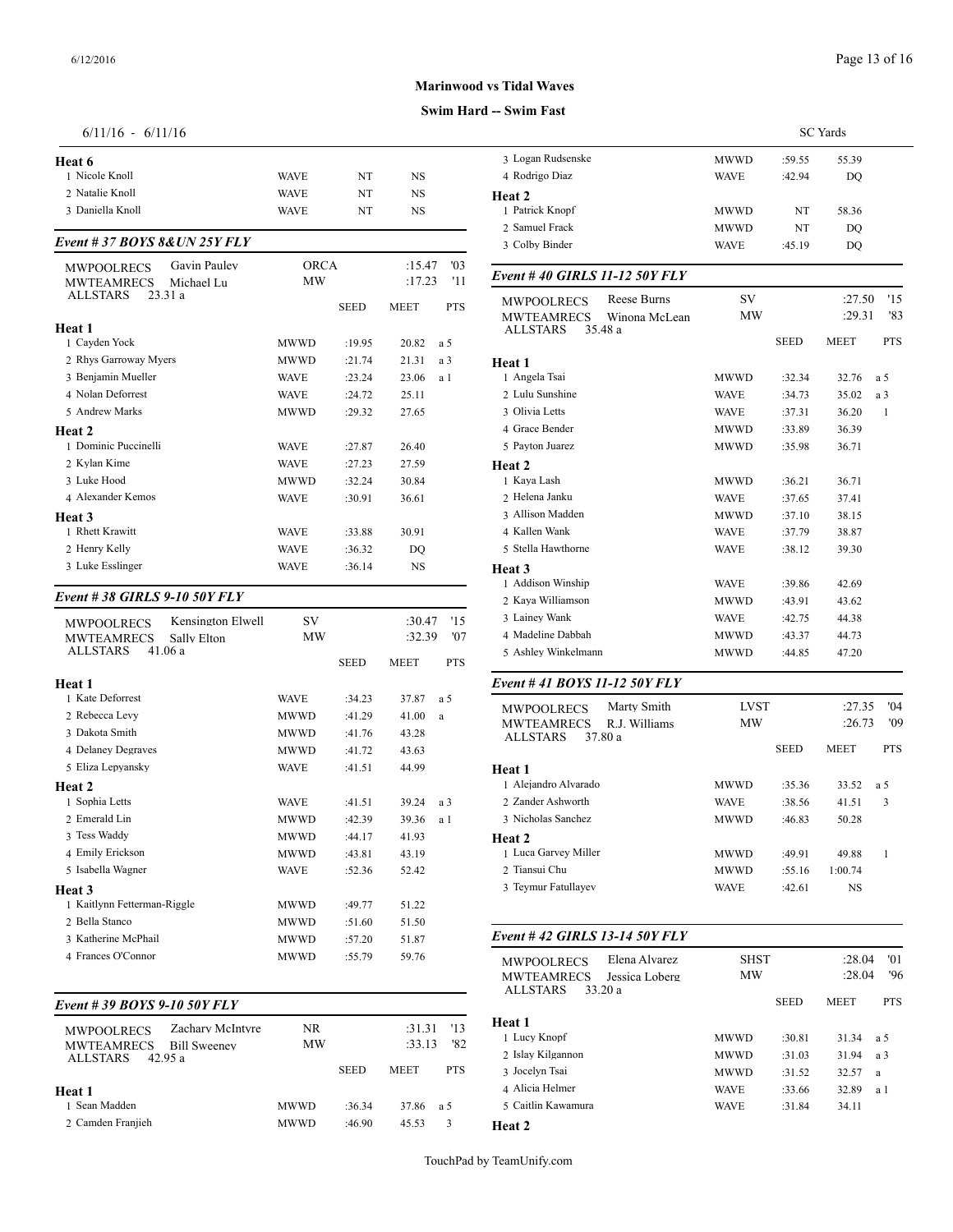**Marinwood vs Tidal Waves**

**Swim Hard -- Swim Fast**

6/11/16 - 6/11/16 SC Yards

**Heat 6**

| # | Name | Team | Seed | Meet | Pts |
|---|---|---|---|---|---|
| 1 | Nicole Knoll | WAVE | NT | NS | |
| 2 | Natalie Knoll | WAVE | NT | NS | |
| 3 | Daniella Knoll | WAVE | NT | NS | |

### *Event # 37 BOYS 8&UN 25Y FLY*

| | | | | |
|---|---|---|---|---|
| MWPOOLRECS | Gavin Pauley | ORCA | :15.47 | '03 |
| MWTEAMRECS | Michael Lu | MW | :17.23 | '11 |
| ALLSTARS | 23.31 a | | | |

**Heat 1**

| # | Name | Team | Seed | Meet | Pts |
|---|---|---|---|---|---|
| 1 | Cayden Yock | MWWD | :19.95 | 20.82 | a 5 |
| 2 | Rhys Garroway Myers | MWWD | :21.74 | 21.31 | a 3 |
| 3 | Benjamin Mueller | WAVE | :23.24 | 23.06 | a 1 |
| 4 | Nolan Deforrest | WAVE | :24.72 | 25.11 | |
| 5 | Andrew Marks | MWWD | :29.32 | 27.65 | |

**Heat 2**

| # | Name | Team | Seed | Meet | Pts |
|---|---|---|---|---|---|
| 1 | Dominic Puccinelli | WAVE | :27.87 | 26.40 | |
| 2 | Kylan Kime | WAVE | :27.23 | 27.59 | |
| 3 | Luke Hood | MWWD | :32.24 | 30.84 | |
| 4 | Alexander Kemos | WAVE | :30.91 | 36.61 | |

**Heat 3**

| # | Name | Team | Seed | Meet | Pts |
|---|---|---|---|---|---|
| 1 | Rhett Krawitt | WAVE | :33.88 | 30.91 | |
| 2 | Henry Kelly | WAVE | :36.32 | DQ | |
| 3 | Luke Esslinger | WAVE | :36.14 | NS | |

### *Event # 38 GIRLS 9-10 50Y FLY*

| | | | | |
|---|---|---|---|---|
| MWPOOLRECS | Kensington Elwell | SV | :30.47 | '15 |
| MWTEAMRECS | Sally Elton | MW | :32.39 | '07 |
| ALLSTARS | 41.06 a | | | |

**Heat 1**

| # | Name | Team | Seed | Meet | Pts |
|---|---|---|---|---|---|
| 1 | Kate Deforrest | WAVE | :34.23 | 37.87 | a 5 |
| 2 | Rebecca Levy | MWWD | :41.29 | 41.00 | a |
| 3 | Dakota Smith | MWWD | :41.76 | 43.28 | |
| 4 | Delaney Degraves | MWWD | :41.72 | 43.63 | |
| 5 | Eliza Lepyansky | WAVE | :41.51 | 44.99 | |

**Heat 2**

| # | Name | Team | Seed | Meet | Pts |
|---|---|---|---|---|---|
| 1 | Sophia Letts | WAVE | :41.51 | 39.24 | a 3 |
| 2 | Emerald Lin | MWWD | :42.39 | 39.36 | a 1 |
| 3 | Tess Waddy | MWWD | :44.17 | 41.93 | |
| 4 | Emily Erickson | MWWD | :43.81 | 43.19 | |
| 5 | Isabella Wagner | WAVE | :52.36 | 52.42 | |

**Heat 3**

| # | Name | Team | Seed | Meet | Pts |
|---|---|---|---|---|---|
| 1 | Kaitlynn Fetterman-Riggle | MWWD | :49.77 | 51.22 | |
| 2 | Bella Stanco | MWWD | :51.60 | 51.50 | |
| 3 | Katherine McPhail | MWWD | :57.20 | 51.87 | |
| 4 | Frances O'Connor | MWWD | :55.79 | 59.76 | |

### *Event # 39 BOYS 9-10 50Y FLY*

| | | | | |
|---|---|---|---|---|
| MWPOOLRECS | Zachary McIntyre | NR | :31.31 | '13 |
| MWTEAMRECS | Bill Sweeney | MW | :33.13 | '82 |
| ALLSTARS | 42.95 a | | | |

**Heat 1**

| # | Name | Team | Seed | Meet | Pts |
|---|---|---|---|---|---|
| 1 | Sean Madden | MWWD | :36.34 | 37.86 | a 5 |
| 2 | Camden Franjieh | MWWD | :46.90 | 45.53 | 3 |
| 3 | Logan Rudsenske | MWWD | :59.55 | 55.39 | |
| 4 | Rodrigo Diaz | WAVE | :42.94 | DQ | |

**Heat 2**

| # | Name | Team | Seed | Meet | Pts |
|---|---|---|---|---|---|
| 1 | Patrick Knopf | MWWD | NT | 58.36 | |
| 2 | Samuel Frack | MWWD | NT | DQ | |
| 3 | Colby Binder | WAVE | :45.19 | DQ | |

### *Event # 40 GIRLS 11-12 50Y FLY*

| | | | | |
|---|---|---|---|---|
| MWPOOLRECS | Reese Burns | SV | :27.50 | '15 |
| MWTEAMRECS | Winona McLean | MW | :29.31 | '83 |
| ALLSTARS | 35.48 a | | | |

**Heat 1**

| # | Name | Team | Seed | Meet | Pts |
|---|---|---|---|---|---|
| 1 | Angela Tsai | MWWD | :32.34 | 32.76 | a 5 |
| 2 | Lulu Sunshine | WAVE | :34.73 | 35.02 | a 3 |
| 3 | Olivia Letts | WAVE | :37.31 | 36.20 | 1 |
| 4 | Grace Bender | MWWD | :33.89 | 36.39 | |
| 5 | Payton Juarez | MWWD | :35.98 | 36.71 | |

**Heat 2**

| # | Name | Team | Seed | Meet | Pts |
|---|---|---|---|---|---|
| 1 | Kaya Lash | MWWD | :36.21 | 36.71 | |
| 2 | Helena Janku | WAVE | :37.65 | 37.41 | |
| 3 | Allison Madden | MWWD | :37.10 | 38.15 | |
| 4 | Kallen Wank | WAVE | :37.79 | 38.87 | |
| 5 | Stella Hawthorne | WAVE | :38.12 | 39.30 | |

**Heat 3**

| # | Name | Team | Seed | Meet | Pts |
|---|---|---|---|---|---|
| 1 | Addison Winship | WAVE | :39.86 | 42.69 | |
| 2 | Kaya Williamson | MWWD | :43.91 | 43.62 | |
| 3 | Lainey Wank | WAVE | :42.75 | 44.38 | |
| 4 | Madeline Dabbah | MWWD | :43.37 | 44.73 | |
| 5 | Ashley Winkelmann | MWWD | :44.85 | 47.20 | |

### *Event # 41 BOYS 11-12 50Y FLY*

| | | | | |
|---|---|---|---|---|
| MWPOOLRECS | Marty Smith | LVST | :27.35 | '04 |
| MWTEAMRECS | R.J. Williams | MW | :26.73 | '09 |
| ALLSTARS | 37.80 a | | | |

**Heat 1**

| # | Name | Team | Seed | Meet | Pts |
|---|---|---|---|---|---|
| 1 | Alejandro Alvarado | MWWD | :35.36 | 33.52 | a 5 |
| 2 | Zander Ashworth | WAVE | :38.56 | 41.51 | 3 |
| 3 | Nicholas Sanchez | MWWD | :46.83 | 50.28 | |

**Heat 2**

| # | Name | Team | Seed | Meet | Pts |
|---|---|---|---|---|---|
| 1 | Luca Garvey Miller | MWWD | :49.91 | 49.88 | 1 |
| 2 | Tiansui Chu | MWWD | :55.16 | 1:00.74 | |
| 3 | Teymur Fatullayev | WAVE | :42.61 | NS | |

### *Event # 42 GIRLS 13-14 50Y FLY*

| | | | | |
|---|---|---|---|---|
| MWPOOLRECS | Elena Alvarez | SHST | :28.04 | '01 |
| MWTEAMRECS | Jessica Loberg | MW | :28.04 | '96 |
| ALLSTARS | 33.20 a | | | |

**Heat 1**

| # | Name | Team | Seed | Meet | Pts |
|---|---|---|---|---|---|
| 1 | Lucy Knopf | MWWD | :30.81 | 31.34 | a 5 |
| 2 | Islay Kilgannon | MWWD | :31.03 | 31.94 | a 3 |
| 3 | Jocelyn Tsai | MWWD | :31.52 | 32.57 | a |
| 4 | Alicia Helmer | WAVE | :33.66 | 32.89 | a 1 |
| 5 | Caitlin Kawamura | WAVE | :31.84 | 34.11 | |

**Heat 2**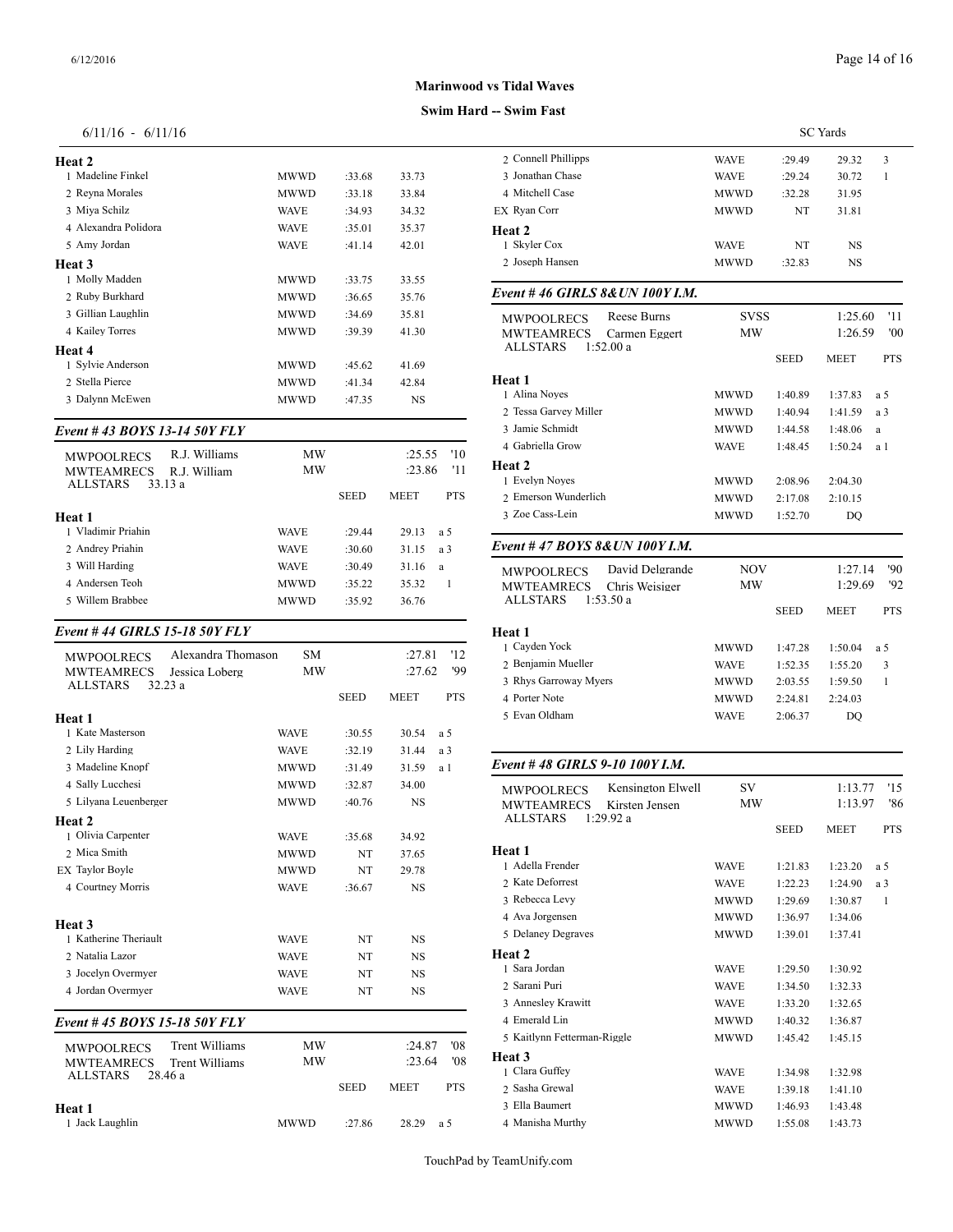**Marinwood vs Tidal Waves**

**Swim Hard -- Swim Fast**

6/11/16 - 6/11/16 SC Yards

**Heat 2**

| | Name | Team | Seed | Meet | |
|---|---|---|---|---|---|
| 1 | Madeline Finkel | MWWD | :33.68 | 33.73 | |
| 2 | Reyna Morales | MWWD | :33.18 | 33.84 | |
| 3 | Miya Schilz | WAVE | :34.93 | 34.32 | |
| 4 | Alexandra Polidora | WAVE | :35.01 | 35.37 | |
| 5 | Amy Jordan | WAVE | :41.14 | 42.01 | |

**Heat 3**

| | Name | Team | Seed | Meet | |
|---|---|---|---|---|---|
| 1 | Molly Madden | MWWD | :33.75 | 33.55 | |
| 2 | Ruby Burkhard | MWWD | :36.65 | 35.76 | |
| 3 | Gillian Laughlin | MWWD | :34.69 | 35.81 | |
| 4 | Kailey Torres | MWWD | :39.39 | 41.30 | |

**Heat 4**

| | Name | Team | Seed | Meet | |
|---|---|---|---|---|---|
| 1 | Sylvie Anderson | MWWD | :45.62 | 41.69 | |
| 2 | Stella Pierce | MWWD | :41.34 | 42.84 | |
| 3 | Dalynn McEwen | MWWD | :47.35 | NS | |

### *Event # 43 BOYS 13-14 50Y FLY*

MWPOOLRECS R.J. Williams MW :25.55 '10
MWTEAMRECS R.J. William MW :23.86 '11
ALLSTARS 33.13 a

**Heat 1**

| | Name | Team | SEED | MEET | PTS |
|---|---|---|---|---|---|
| 1 | Vladimir Priahin | WAVE | :29.44 | 29.13 | a 5 |
| 2 | Andrey Priahin | WAVE | :30.60 | 31.15 | a 3 |
| 3 | Will Harding | WAVE | :30.49 | 31.16 | a |
| 4 | Andersen Teoh | MWWD | :35.22 | 35.32 | 1 |
| 5 | Willem Brabbee | MWWD | :35.92 | 36.76 | |

### *Event # 44 GIRLS 15-18 50Y FLY*

MWPOOLRECS Alexandra Thomason SM :27.81 '12
MWTEAMRECS Jessica Loberg MW :27.62 '99
ALLSTARS 32.23 a

**Heat 1**

| | Name | Team | SEED | MEET | PTS |
|---|---|---|---|---|---|
| 1 | Kate Masterson | WAVE | :30.55 | 30.54 | a 5 |
| 2 | Lily Harding | WAVE | :32.19 | 31.44 | a 3 |
| 3 | Madeline Knopf | MWWD | :31.49 | 31.59 | a 1 |
| 4 | Sally Lucchesi | MWWD | :32.87 | 34.00 | |
| 5 | Lilyana Leuenberger | MWWD | :40.76 | NS | |

**Heat 2**

| | Name | Team | SEED | MEET | PTS |
|---|---|---|---|---|---|
| 1 | Olivia Carpenter | WAVE | :35.68 | 34.92 | |
| 2 | Mica Smith | MWWD | NT | 37.65 | |
| EX | Taylor Boyle | MWWD | NT | 29.78 | |
| 4 | Courtney Morris | WAVE | :36.67 | NS | |

**Heat 3**

| | Name | Team | SEED | MEET | PTS |
|---|---|---|---|---|---|
| 1 | Katherine Theriault | WAVE | NT | NS | |
| 2 | Natalia Lazor | WAVE | NT | NS | |
| 3 | Jocelyn Overmyer | WAVE | NT | NS | |
| 4 | Jordan Overmyer | WAVE | NT | NS | |

### *Event # 45 BOYS 15-18 50Y FLY*

MWPOOLRECS Trent Williams MW :24.87 '08
MWTEAMRECS Trent Williams MW :23.64 '08
ALLSTARS 28.46 a

**Heat 1**

| | Name | Team | SEED | MEET | PTS |
|---|---|---|---|---|---|
| 1 | Jack Laughlin | MWWD | :27.86 | 28.29 | a 5 |
| 2 | Connell Phillipps | WAVE | :29.49 | 29.32 | 3 |
| 3 | Jonathan Chase | WAVE | :29.24 | 30.72 | 1 |
| 4 | Mitchell Case | MWWD | :32.28 | 31.95 | |
| EX | Ryan Corr | MWWD | NT | 31.81 | |

**Heat 2**

| | Name | Team | SEED | MEET | PTS |
|---|---|---|---|---|---|
| 1 | Skyler Cox | WAVE | NT | NS | |
| 2 | Joseph Hansen | MWWD | :32.83 | NS | |

### *Event # 46 GIRLS 8&UN 100Y I.M.*

MWPOOLRECS Reese Burns SVSS 1:25.60 '11
MWTEAMRECS Carmen Eggert MW 1:26.59 '00
ALLSTARS 1:52.00 a

**Heat 1**

| | Name | Team | SEED | MEET | PTS |
|---|---|---|---|---|---|
| 1 | Alina Noyes | MWWD | 1:40.89 | 1:37.83 | a 5 |
| 2 | Tessa Garvey Miller | MWWD | 1:40.94 | 1:41.59 | a 3 |
| 3 | Jamie Schmidt | MWWD | 1:44.58 | 1:48.06 | a |
| 4 | Gabriella Grow | WAVE | 1:48.45 | 1:50.24 | a 1 |

**Heat 2**

| | Name | Team | SEED | MEET | PTS |
|---|---|---|---|---|---|
| 1 | Evelyn Noyes | MWWD | 2:08.96 | 2:04.30 | |
| 2 | Emerson Wunderlich | MWWD | 2:17.08 | 2:10.15 | |
| 3 | Zoe Cass-Lein | MWWD | 1:52.70 | DQ | |

### *Event # 47 BOYS 8&UN 100Y I.M.*

MWPOOLRECS David Delgrande NOV 1:27.14 '90
MWTEAMRECS Chris Weisiger MW 1:29.69 '92
ALLSTARS 1:53.50 a

**Heat 1**

| | Name | Team | SEED | MEET | PTS |
|---|---|---|---|---|---|
| 1 | Cayden Yock | MWWD | 1:47.28 | 1:50.04 | a 5 |
| 2 | Benjamin Mueller | WAVE | 1:52.35 | 1:55.20 | 3 |
| 3 | Rhys Garroway Myers | MWWD | 2:03.55 | 1:59.50 | 1 |
| 4 | Porter Note | MWWD | 2:24.81 | 2:24.03 | |
| 5 | Evan Oldham | WAVE | 2:06.37 | DQ | |

### *Event # 48 GIRLS 9-10 100Y I.M.*

MWPOOLRECS Kensington Elwell SV 1:13.77 '15
MWTEAMRECS Kirsten Jensen MW 1:13.97 '86
ALLSTARS 1:29.92 a

**Heat 1**

| | Name | Team | SEED | MEET | PTS |
|---|---|---|---|---|---|
| 1 | Adella Frender | WAVE | 1:21.83 | 1:23.20 | a 5 |
| 2 | Kate Deforrest | WAVE | 1:22.23 | 1:24.90 | a 3 |
| 3 | Rebecca Levy | MWWD | 1:29.69 | 1:30.87 | 1 |
| 4 | Ava Jorgensen | MWWD | 1:36.97 | 1:34.06 | |
| 5 | Delaney Degraves | MWWD | 1:39.01 | 1:37.41 | |

**Heat 2**

| | Name | Team | SEED | MEET | PTS |
|---|---|---|---|---|---|
| 1 | Sara Jordan | WAVE | 1:29.50 | 1:30.92 | |
| 2 | Sarani Puri | WAVE | 1:34.50 | 1:32.33 | |
| 3 | Annesley Krawitt | WAVE | 1:33.20 | 1:32.65 | |
| 4 | Emerald Lin | MWWD | 1:40.32 | 1:36.87 | |
| 5 | Kaitlynn Fetterman-Riggle | MWWD | 1:45.42 | 1:45.15 | |

**Heat 3**

| | Name | Team | SEED | MEET | PTS |
|---|---|---|---|---|---|
| 1 | Clara Guffey | WAVE | 1:34.98 | 1:32.98 | |
| 2 | Sasha Grewal | WAVE | 1:39.18 | 1:41.10 | |
| 3 | Ella Baumert | MWWD | 1:46.93 | 1:43.48 | |
| 4 | Manisha Murthy | MWWD | 1:55.08 | 1:43.73 | |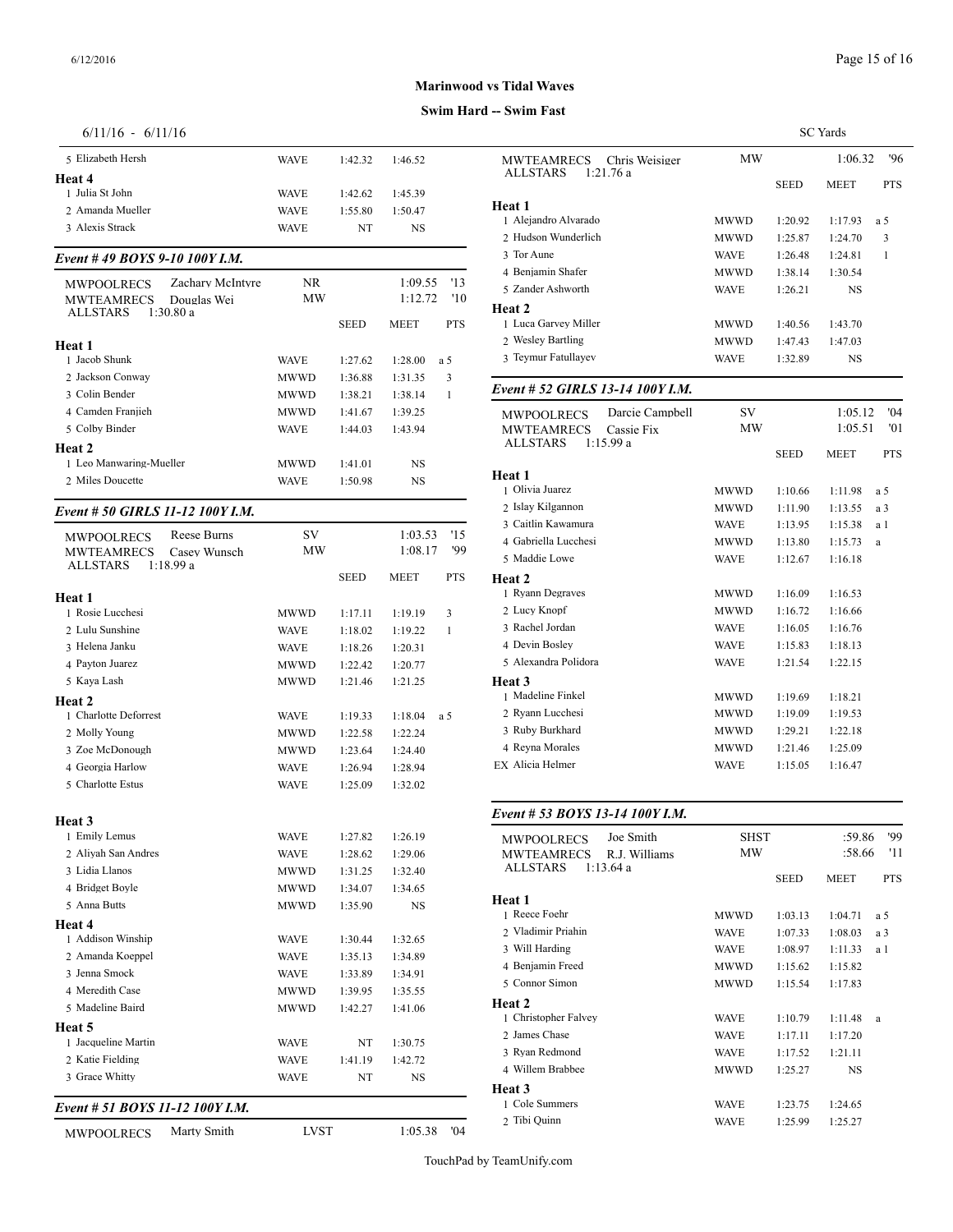**Marinwood vs Tidal Waves**

**Swim Hard -- Swim Fast**

6/11/16 - 6/11/16 SC Yards

| | | | | |
|---|---|---|---|---|
| 5 Elizabeth Hersh | WAVE | 1:42.32 | 1:46.52 | |
| **Heat 4** | | | | |
| 1 Julia St John | WAVE | 1:42.62 | 1:45.39 | |
| 2 Amanda Mueller | WAVE | 1:55.80 | 1:50.47 | |
| 3 Alexis Strack | WAVE | NT | NS | |

### Event # 49 BOYS 9-10 100Y I.M.

MWPOOLRECS Zachary McIntyre NR 1:09.55 '13
MWTEAMRECS Douglas Wei MW 1:12.72 '10
ALLSTARS 1:30.80 a

| | | SEED | MEET | PTS |
|---|---|---|---|---|
| **Heat 1** | | | | |
| 1 Jacob Shunk | WAVE | 1:27.62 | 1:28.00 | a 5 |
| 2 Jackson Conway | MWWD | 1:36.88 | 1:31.35 | 3 |
| 3 Colin Bender | MWWD | 1:38.21 | 1:38.14 | 1 |
| 4 Camden Franjieh | MWWD | 1:41.67 | 1:39.25 | |
| 5 Colby Binder | WAVE | 1:44.03 | 1:43.94 | |
| **Heat 2** | | | | |
| 1 Leo Manwaring-Mueller | MWWD | 1:41.01 | NS | |
| 2 Miles Doucette | WAVE | 1:50.98 | NS | |

### Event # 50 GIRLS 11-12 100Y I.M.

MWPOOLRECS Reese Burns SV 1:03.53 '15
MWTEAMRECS Casey Wunsch MW 1:08.17 '99
ALLSTARS 1:18.99 a

| | | SEED | MEET | PTS |
|---|---|---|---|---|
| **Heat 1** | | | | |
| 1 Rosie Lucchesi | MWWD | 1:17.11 | 1:19.19 | 3 |
| 2 Lulu Sunshine | WAVE | 1:18.02 | 1:19.22 | 1 |
| 3 Helena Janku | WAVE | 1:18.26 | 1:20.31 | |
| 4 Payton Juarez | MWWD | 1:22.42 | 1:20.77 | |
| 5 Kaya Lash | MWWD | 1:21.46 | 1:21.25 | |
| **Heat 2** | | | | |
| 1 Charlotte Deforrest | WAVE | 1:19.33 | 1:18.04 | a 5 |
| 2 Molly Young | MWWD | 1:22.58 | 1:22.24 | |
| 3 Zoe McDonough | MWWD | 1:23.64 | 1:24.40 | |
| 4 Georgia Harlow | WAVE | 1:26.94 | 1:28.94 | |
| 5 Charlotte Estus | WAVE | 1:25.09 | 1:32.02 | |
| **Heat 3** | | | | |
| 1 Emily Lemus | WAVE | 1:27.82 | 1:26.19 | |
| 2 Aliyah San Andres | WAVE | 1:28.62 | 1:29.06 | |
| 3 Lidia Llanos | MWWD | 1:31.25 | 1:32.40 | |
| 4 Bridget Boyle | MWWD | 1:34.07 | 1:34.65 | |
| 5 Anna Butts | MWWD | 1:35.90 | NS | |
| **Heat 4** | | | | |
| 1 Addison Winship | WAVE | 1:30.44 | 1:32.65 | |
| 2 Amanda Koeppel | WAVE | 1:35.13 | 1:34.89 | |
| 3 Jenna Smock | WAVE | 1:33.89 | 1:34.91 | |
| 4 Meredith Case | MWWD | 1:39.95 | 1:35.55 | |
| 5 Madeline Baird | MWWD | 1:42.27 | 1:41.06 | |
| **Heat 5** | | | | |
| 1 Jacqueline Martin | WAVE | NT | 1:30.75 | |
| 2 Katie Fielding | WAVE | 1:41.19 | 1:42.72 | |
| 3 Grace Whitty | WAVE | NT | NS | |

### Event # 51 BOYS 11-12 100Y I.M.

MWPOOLRECS Marty Smith LVST 1:05.38 '04
MWTEAMRECS Chris Weisiger MW 1:06.32 '96
ALLSTARS 1:21.76 a

| | | SEED | MEET | PTS |
|---|---|---|---|---|
| **Heat 1** | | | | |
| 1 Alejandro Alvarado | MWWD | 1:20.92 | 1:17.93 | a 5 |
| 2 Hudson Wunderlich | MWWD | 1:25.87 | 1:24.70 | 3 |
| 3 Tor Aune | WAVE | 1:26.48 | 1:24.81 | 1 |
| 4 Benjamin Shafer | MWWD | 1:38.14 | 1:30.54 | |
| 5 Zander Ashworth | WAVE | 1:26.21 | NS | |
| **Heat 2** | | | | |
| 1 Luca Garvey Miller | MWWD | 1:40.56 | 1:43.70 | |
| 2 Wesley Bartling | MWWD | 1:47.43 | 1:47.03 | |
| 3 Teymur Fatullayev | WAVE | 1:32.89 | NS | |

### Event # 52 GIRLS 13-14 100Y I.M.

MWPOOLRECS Darcie Campbell SV 1:05.12 '04
MWTEAMRECS Cassie Fix MW 1:05.51 '01
ALLSTARS 1:15.99 a

| | | SEED | MEET | PTS |
|---|---|---|---|---|
| **Heat 1** | | | | |
| 1 Olivia Juarez | MWWD | 1:10.66 | 1:11.98 | a 5 |
| 2 Islay Kilgannon | MWWD | 1:11.90 | 1:13.55 | a 3 |
| 3 Caitlin Kawamura | WAVE | 1:13.95 | 1:15.38 | a 1 |
| 4 Gabriella Lucchesi | MWWD | 1:13.80 | 1:15.73 | a |
| 5 Maddie Lowe | WAVE | 1:12.67 | 1:16.18 | |
| **Heat 2** | | | | |
| 1 Ryann Degraves | MWWD | 1:16.09 | 1:16.53 | |
| 2 Lucy Knopf | MWWD | 1:16.72 | 1:16.66 | |
| 3 Rachel Jordan | WAVE | 1:16.05 | 1:16.76 | |
| 4 Devin Bosley | WAVE | 1:15.83 | 1:18.13 | |
| 5 Alexandra Polidora | WAVE | 1:21.54 | 1:22.15 | |
| **Heat 3** | | | | |
| 1 Madeline Finkel | MWWD | 1:19.69 | 1:18.21 | |
| 2 Ryann Lucchesi | MWWD | 1:19.09 | 1:19.53 | |
| 3 Ruby Burkhard | MWWD | 1:29.21 | 1:22.18 | |
| 4 Reyna Morales | MWWD | 1:21.46 | 1:25.09 | |
| EX Alicia Helmer | WAVE | 1:15.05 | 1:16.47 | |

### Event # 53 BOYS 13-14 100Y I.M.

MWPOOLRECS Joe Smith SHST :59.86 '99
MWTEAMRECS R.J. Williams MW :58.66 '11
ALLSTARS 1:13.64 a

| | | SEED | MEET | PTS |
|---|---|---|---|---|
| **Heat 1** | | | | |
| 1 Reece Foehr | MWWD | 1:03.13 | 1:04.71 | a 5 |
| 2 Vladimir Priahin | WAVE | 1:07.33 | 1:08.03 | a 3 |
| 3 Will Harding | WAVE | 1:08.97 | 1:11.33 | a 1 |
| 4 Benjamin Freed | MWWD | 1:15.62 | 1:15.82 | |
| 5 Connor Simon | MWWD | 1:15.54 | 1:17.83 | |
| **Heat 2** | | | | |
| 1 Christopher Falvey | WAVE | 1:10.79 | 1:11.48 | a |
| 2 James Chase | WAVE | 1:17.11 | 1:17.20 | |
| 3 Ryan Redmond | WAVE | 1:17.52 | 1:21.11 | |
| 4 Willem Brabbee | MWWD | 1:25.27 | NS | |
| **Heat 3** | | | | |
| 1 Cole Summers | WAVE | 1:23.75 | 1:24.65 | |
| 2 Tibi Quinn | WAVE | 1:25.99 | 1:25.27 | |

TouchPad by TeamUnify.com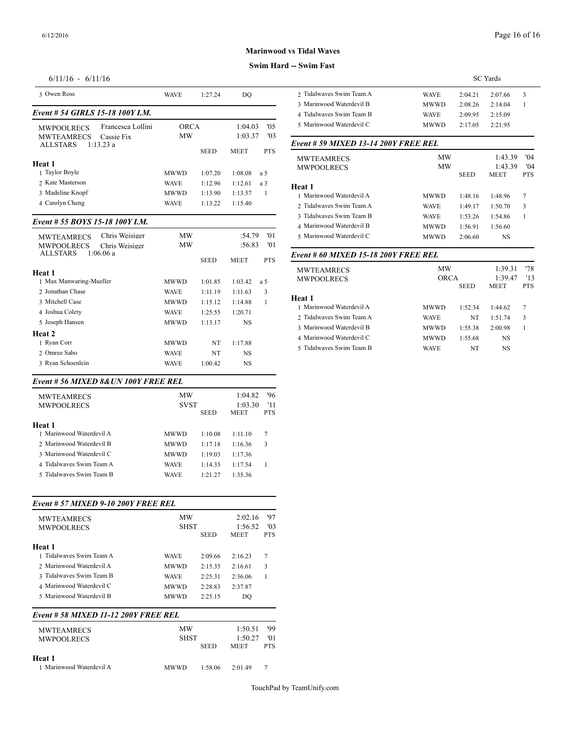**Marinwood vs Tidal Waves**

**Swim Hard -- Swim Fast**

6/11/16 - 6/11/16

SC Yards

| | | | | |
|---|---|---|---|---|
| 3 Owen Ross | WAVE | 1:27.24 | DQ | |

### *Event # 54 GIRLS 15-18 100Y I.M.*

| | | | | |
|---|---|---|---|---|
| MWPOOLRECS Francesca Lollini | ORCA | | 1:04.03 | '05 |
| MWTEAMRECS Cassie Fix | MW | | 1:03.37 | '03 |
| ALLSTARS 1:13.23 a | | SEED | MEET | PTS |
| **Heat 1** | | | | |
| 1 Taylor Boyle | MWWD | 1:07.20 | 1:08.08 | a 5 |
| 2 Kate Masterson | WAVE | 1:12.96 | 1:12.61 | a 3 |
| 3 Madeline Knopf | MWWD | 1:13.90 | 1:13.57 | 1 |
| 4 Carolyn Cheng | WAVE | 1:13.22 | 1:15.40 | |

### *Event # 55 BOYS 15-18 100Y I.M.*

| | | | | |
|---|---|---|---|---|
| MWTEAMRECS Chris Weisiger | MW | | :54.79 | '01 |
| MWPOOLRECS Chris Weisiger | MW | | :56.83 | '01 |
| ALLSTARS 1:06.06 a | | SEED | MEET | PTS |
| **Heat 1** | | | | |
| 1 Max Manwaring-Mueller | MWWD | 1:01.85 | 1:03.42 | a 5 |
| 2 Jonathan Chase | WAVE | 1:11.19 | 1:11.63 | 3 |
| 3 Mitchell Case | MWWD | 1:15.12 | 1:14.88 | 1 |
| 4 Joshua Colety | WAVE | 1:25.55 | 1:20.71 | |
| 5 Joseph Hansen | MWWD | 1:13.17 | NS | |
| **Heat 2** | | | | |
| 1 Ryan Corr | MWWD | NT | 1:17.88 | |
| 2 Omree Sabo | WAVE | NT | NS | |
| 3 Ryan Schoenlein | WAVE | 1:00.42 | NS | |

### *Event # 56 MIXED 8&UN 100Y FREE REL*

| | | | | |
|---|---|---|---|---|
| MWTEAMRECS | MW | | 1:04.82 | '96 |
| MWPOOLRECS | SVST | | 1:03.30 | '11 |
| | | SEED | MEET | PTS |
| **Heat 1** | | | | |
| 1 Marinwood Waterdevil A | MWWD | 1:10.08 | 1:11.10 | 7 |
| 2 Marinwood Waterdevil B | MWWD | 1:17.18 | 1:16.36 | 3 |
| 3 Marinwood Waterdevil C | MWWD | 1:19.03 | 1:17.36 | |
| 4 Tidalwaves Swim Team A | WAVE | 1:14.35 | 1:17.54 | 1 |
| 5 Tidalwaves Swim Team B | WAVE | 1:21.27 | 1:35.36 | |

### *Event # 57 MIXED 9-10 200Y FREE REL*

| | | | | |
|---|---|---|---|---|
| MWTEAMRECS | MW | | 2:02.16 | '97 |
| MWPOOLRECS | SHST | | 1:56.52 | '03 |
| | | SEED | MEET | PTS |
| **Heat 1** | | | | |
| 1 Tidalwaves Swim Team A | WAVE | 2:09.66 | 2:16.23 | 7 |
| 2 Marinwood Waterdevil A | MWWD | 2:15.35 | 2:16.61 | 3 |
| 3 Tidalwaves Swim Team B | WAVE | 2:25.31 | 2:36.06 | 1 |
| 4 Marinwood Waterdevil C | MWWD | 2:28.83 | 2:37.87 | |
| 5 Marinwood Waterdevil B | MWWD | 2:25.15 | DQ | |

### *Event # 58 MIXED 11-12 200Y FREE REL*

| | | | | |
|---|---|---|---|---|
| MWTEAMRECS | MW | | 1:50.51 | '99 |
| MWPOOLRECS | SHST | | 1:50.27 | '01 |
| | | SEED | MEET | PTS |
| **Heat 1** | | | | |
| 1 Marinwood Waterdevil A | MWWD | 1:58.06 | 2:01.49 | 7 |
| 2 Tidalwaves Swim Team A | WAVE | 2:04.21 | 2:07.66 | 3 |
| 3 Marinwood Waterdevil B | MWWD | 2:08.26 | 2:14.04 | 1 |
| 4 Tidalwaves Swim Team B | WAVE | 2:09.95 | 2:15.09 | |
| 5 Marinwood Waterdevil C | MWWD | 2:17.05 | 2:21.95 | |

### *Event # 59 MIXED 13-14 200Y FREE REL*

| | | | | |
|---|---|---|---|---|
| MWTEAMRECS | MW | | 1:43.39 | '04 |
| MWPOOLRECS | MW | | 1:43.39 | '04 |
| | | SEED | MEET | PTS |
| **Heat 1** | | | | |
| 1 Marinwood Waterdevil A | MWWD | 1:48.16 | 1:48.96 | 7 |
| 2 Tidalwaves Swim Team A | WAVE | 1:49.17 | 1:50.70 | 3 |
| 3 Tidalwaves Swim Team B | WAVE | 1:53.26 | 1:54.86 | 1 |
| 4 Marinwood Waterdevil B | MWWD | 1:56.91 | 1:56.60 | |
| 5 Marinwood Waterdevil C | MWWD | 2:06.60 | NS | |

### *Event # 60 MIXED 15-18 200Y FREE REL*

| | | | | |
|---|---|---|---|---|
| MWTEAMRECS | MW | | 1:39.31 | '78 |
| MWPOOLRECS | ORCA | | 1:39.47 | '13 |
| | | SEED | MEET | PTS |
| **Heat 1** | | | | |
| 1 Marinwood Waterdevil A | MWWD | 1:52.34 | 1:44.62 | 7 |
| 2 Tidalwaves Swim Team A | WAVE | NT | 1:51.74 | 3 |
| 3 Marinwood Waterdevil B | MWWD | 1:55.38 | 2:00.98 | 1 |
| 4 Marinwood Waterdevil C | MWWD | 1:55.68 | NS | |
| 5 Tidalwaves Swim Team B | WAVE | NT | NS | |